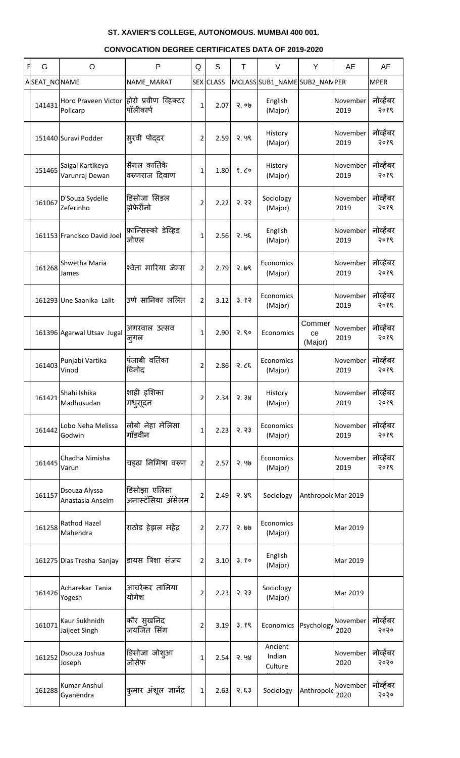**ST. XAVIER'S COLLEGE, AUTONOMOUS. MUMBAI 400 001.**

**CONVOCATION DEGREE CERTIFICATES DATA OF 2019-2020**

| F | G | O | P | Q | S | T | V | Y | AE | AF |
|---|---|---|---|---|---|---|---|---|---|---|
| A | SEAT_NO | NAME | NAME_MARAT | SEX | CLASS | MCLASS | SUB1_NAME | SUB2_NAME | PER | MPER |
| | 141431 | Horo Praveen Victor Policarp | होरो प्रवीण व्हिक्टर पॉलीकार्प | 1 | 2.07 | २.०७ | English (Major) | | November 2019 | नोव्हेंबर २०१९ |
| | 151440 | Suravi Podder | सुरवी पोद्दर | 2 | 2.59 | २.५९ | History (Major) | | November 2019 | नोव्हेंबर २०१९ |
| | 151465 | Saigal Kartikeya Varunraj Dewan | सैगल कार्तिके वरुणराज दिवाण | 1 | 1.80 | १.८० | History (Major) | | November 2019 | नोव्हेंबर २०१९ |
| | 161067 | D'Souza Sydelle Zeferinho | डिसोजा सिडल झेफेरींनो | 2 | 2.22 | २.२२ | Sociology (Major) | | November 2019 | नोव्हेंबर २०१९ |
| | 161153 | Francisco David Joel | फ्रान्सिस्को डेव्हिड जोएल | 1 | 2.56 | २.५६ | English (Major) | | November 2019 | नोव्हेंबर २०१९ |
| | 161268 | Shwetha Maria James | श्वेता मारिया जेम्स | 2 | 2.79 | २.७९ | Economics (Major) | | November 2019 | नोव्हेंबर २०१९ |
| | 161293 | Une Saanika Lalit | उणे सानिका ललित | 2 | 3.12 | ३.१२ | Economics (Major) | | November 2019 | नोव्हेंबर २०१९ |
| | 161396 | Agarwal Utsav Jugal | अगरवाल उत्सव जुगल | 1 | 2.90 | २.९० | Economics | Commerce (Major) | November 2019 | नोव्हेंबर २०१९ |
| | 161403 | Punjabi Vartika Vinod | पंजाबी वर्तिका विनोद | 2 | 2.86 | २.८६ | Economics (Major) | | November 2019 | नोव्हेंबर २०१९ |
| | 161421 | Shahi Ishika Madhusudan | शाही इशिका मधुसूदन | 2 | 2.34 | २.३४ | History (Major) | | November 2019 | नोव्हेंबर २०१९ |
| | 161442 | Lobo Neha Melissa Godwin | लोबो नेहा मेलिसा गॉडवीन | 1 | 2.23 | २.२३ | Economics (Major) | | November 2019 | नोव्हेंबर २०१९ |
| | 161445 | Chadha Nimisha Varun | चड्ढा निमिषा वरुण | 2 | 2.57 | २.५७ | Economics (Major) | | November 2019 | नोव्हेंबर २०१९ |
| | 161157 | Dsouza Alyssa Anastasia Anselm | डिसोझा एलिसा अनास्टॅसिया अँसेलम | 2 | 2.49 | २.४९ | Sociology | Anthropolo | Mar 2019 | |
| | 161258 | Rathod Hazel Mahendra | राठोड हेझल महेंद्र | 2 | 2.77 | २.७७ | Economics (Major) | | Mar 2019 | |
| | 161275 | Dias Tresha Sanjay | डायस त्रिशा संजय | 2 | 3.10 | ३.१० | English (Major) | | Mar 2019 | |
| | 161426 | Acharekar Tania Yogesh | आचरेकर तानिया योगेश | 2 | 2.23 | २.२३ | Sociology (Major) | | Mar 2019 | |
| | 161071 | Kaur Sukhnidh Jaijeet Singh | कौर सुखनिद जयजित सिंग | 2 | 3.19 | ३.१९ | Economics | Psychology | November 2020 | नोव्हेंबर २०२० |
| | 161252 | Dsouza Joshua Joseph | डिसोजा जोशुआ जोसेफ | 1 | 2.54 | २.५४ | Ancient Indian Culture | | November 2020 | नोव्हेंबर २०२० |
| | 161288 | Kumar Anshul Gyanendra | कुमार अंशूल ज्ञानेंद्र | 1 | 2.63 | २.६३ | Sociology | Anthropolo | November 2020 | नोव्हेंबर २०२० |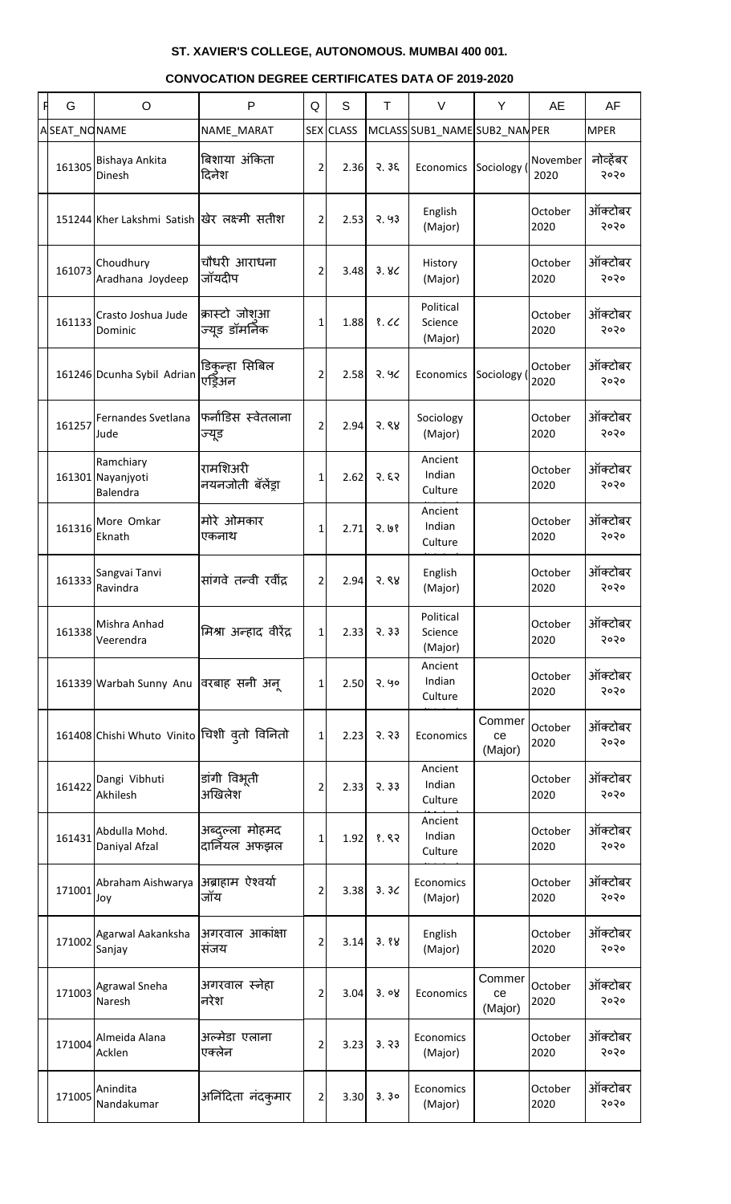**ST. XAVIER'S COLLEGE, AUTONOMOUS. MUMBAI 400 001.**

**CONVOCATION DEGREE CERTIFICATES DATA OF 2019-2020**

| G | O | P | Q | S | T | V | Y | AE | AF |
|---|---|---|---|---|---|---|---|---|---|
| SEAT_NO | NAME | NAME_MARAT | SEX | CLASS | MCLASS | SUB1_NAME | SUB2_NAM | PER | MPER |
| 161305 | Bishaya Ankita Dinesh | बिशाया अंकिता दिनेश | 2 | 2.36 | २.३६ | Economics | Sociology ( | November 2020 | नोव्हेंबर २०२० |
| 151244 | Kher Lakshmi Satish | खेर लक्ष्मी सतीश | 2 | 2.53 | २.५३ | English (Major) | | October 2020 | ऑक्टोबर २०२० |
| 161073 | Choudhury Aradhana Joydeep | चौधरी आराधना जॉयदीप | 2 | 3.48 | ३.४८ | History (Major) | | October 2020 | ऑक्टोबर २०२० |
| 161133 | Crasto Joshua Jude Dominic | क्रास्टो जोशुआ ज्यूड डॉमनिक | 1 | 1.88 | १.८८ | Political Science (Major) | | October 2020 | ऑक्टोबर २०२० |
| 161246 | Dcunha Sybil Adrian | डिकुन्हा सिबिल एड्रिअन | 2 | 2.58 | २.५८ | Economics | Sociology ( | October 2020 | ऑक्टोबर २०२० |
| 161257 | Fernandes Svetlana Jude | फर्नांडिस स्वेतलाना ज्यूड | 2 | 2.94 | २.९४ | Sociology (Major) | | October 2020 | ऑक्टोबर २०२० |
| 161301 | Ramchiary Nayanjyoti Balendra | रामशिअरी नयनजोती बॅलेंड्रा | 1 | 2.62 | २.६२ | Ancient Indian Culture | | October 2020 | ऑक्टोबर २०२० |
| 161316 | More Omkar Eknath | मोरे ओमकार एकनाथ | 1 | 2.71 | २.७१ | Ancient Indian Culture | | October 2020 | ऑक्टोबर २०२० |
| 161333 | Sangvai Tanvi Ravindra | सांगवे तन्वी रवींद्र | 2 | 2.94 | २.९४ | English (Major) | | October 2020 | ऑक्टोबर २०२० |
| 161338 | Mishra Anhad Veerendra | मिश्रा अन्हाद वीरेंद्र | 1 | 2.33 | २.३३ | Political Science (Major) | | October 2020 | ऑक्टोबर २०२० |
| 161339 | Warbah Sunny Anu | वरबाह सनी अनू | 1 | 2.50 | २.५० | Ancient Indian Culture | | October 2020 | ऑक्टोबर २०२० |
| 161408 | Chishi Whuto Vinito | चिशी वुतो विनितो | 1 | 2.23 | २.२३ | Economics | Commerce (Major) | October 2020 | ऑक्टोबर २०२० |
| 161422 | Dangi Vibhuti Akhilesh | डांगी विभूती अखिलेश | 2 | 2.33 | २.३३ | Ancient Indian Culture | | October 2020 | ऑक्टोबर २०२० |
| 161431 | Abdulla Mohd. Daniyal Afzal | अब्दुल्ला मोहमद दानियल अफझल | 1 | 1.92 | १.९२ | Ancient Indian Culture | | October 2020 | ऑक्टोबर २०२० |
| 171001 | Abraham Aishwarya Joy | अब्राहाम ऐश्वर्या जॉय | 2 | 3.38 | ३.३८ | Economics (Major) | | October 2020 | ऑक्टोबर २०२० |
| 171002 | Agarwal Aakanksha Sanjay | अगरवाल आकांक्षा संजय | 2 | 3.14 | ३.१४ | English (Major) | | October 2020 | ऑक्टोबर २०२० |
| 171003 | Agrawal Sneha Naresh | अगरवाल स्नेहा नरेश | 2 | 3.04 | ३.०४ | Economics | Commerce (Major) | October 2020 | ऑक्टोबर २०२० |
| 171004 | Almeida Alana Acklen | अल्मेडा एलाना एक्लेन | 2 | 3.23 | ३.२३ | Economics (Major) | | October 2020 | ऑक्टोबर २०२० |
| 171005 | Anindita Nandakumar | अनिंदिता नंदकुमार | 2 | 3.30 | ३.३० | Economics (Major) | | October 2020 | ऑक्टोबर २०२० |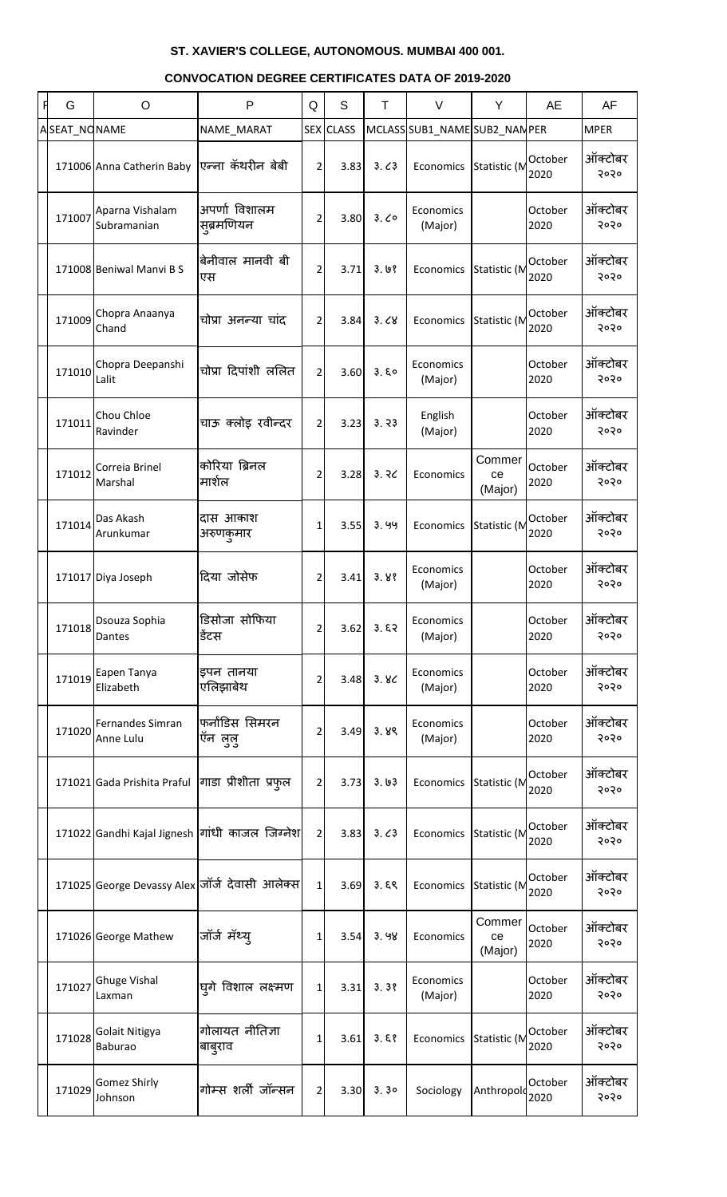# ST. XAVIER'S COLLEGE, AUTONOMOUS. MUMBAI 400 001.

## CONVOCATION DEGREE CERTIFICATES DATA OF 2019-2020

| G | O | P | Q | S | T | V | Y | AE | AF |
|---|---|---|---|---|---|---|---|---|---|
| SEAT_NO | NAME | NAME_MARAT | SEX | CLASS | MCLASS | SUB1_NAME | SUB2_NAM | PER | MPER |
| 171006 | Anna Catherin Baby | एन्ना कॅथरीन बेबी | 2 | 3.83 | ३.८३ | Economics | Statistic (M | October 2020 | ऑक्टोबर २०२० |
| 171007 | Aparna Vishalam Subramanian | अपर्णा विशालम सुब्रमणियन | 2 | 3.80 | ३.८० | Economics (Major) | | October 2020 | ऑक्टोबर २०२० |
| 171008 | Beniwal Manvi B S | बेनीवाल मानवी बी एस | 2 | 3.71 | ३.७१ | Economics | Statistic (M | October 2020 | ऑक्टोबर २०२० |
| 171009 | Chopra Anaanya Chand | चोप्रा अनन्या चांद | 2 | 3.84 | ३.८४ | Economics | Statistic (M | October 2020 | ऑक्टोबर २०२० |
| 171010 | Chopra Deepanshi Lalit | चोप्रा दिपांशी ललित | 2 | 3.60 | ३.६० | Economics (Major) | | October 2020 | ऑक्टोबर २०२० |
| 171011 | Chou Chloe Ravinder | चाऊ क्लोइ रवीन्दर | 2 | 3.23 | ३.२३ | English (Major) | | October 2020 | ऑक्टोबर २०२० |
| 171012 | Correia Brinel Marshal | कोरिया ब्रिनल मार्शल | 2 | 3.28 | ३.२८ | Economics | Commerce (Major) | October 2020 | ऑक्टोबर २०२० |
| 171014 | Das Akash Arunkumar | दास आकाश अरुणकुमार | 1 | 3.55 | ३.५५ | Economics | Statistic (M | October 2020 | ऑक्टोबर २०२० |
| 171017 | Diya Joseph | दिया जोसेफ | 2 | 3.41 | ३.४१ | Economics (Major) | | October 2020 | ऑक्टोबर २०२० |
| 171018 | Dsouza Sophia Dantes | डिसोजा सोफिया डेंटस | 2 | 3.62 | ३.६२ | Economics (Major) | | October 2020 | ऑक्टोबर २०२० |
| 171019 | Eapen Tanya Elizabeth | इपन तानया एलिझाबेथ | 2 | 3.48 | ३.४८ | Economics (Major) | | October 2020 | ऑक्टोबर २०२० |
| 171020 | Fernandes Simran Anne Lulu | फर्नांडिस सिमरन ॲन लुलु | 2 | 3.49 | ३.४९ | Economics (Major) | | October 2020 | ऑक्टोबर २०२० |
| 171021 | Gada Prishita Praful | गाडा प्रीशीता प्रफुल | 2 | 3.73 | ३.७३ | Economics | Statistic (M | October 2020 | ऑक्टोबर २०२० |
| 171022 | Gandhi Kajal Jignesh | गांधी काजल जिग्नेश | 2 | 3.83 | ३.८३ | Economics | Statistic (M | October 2020 | ऑक्टोबर २०२० |
| 171025 | George Devassy Alex | जॉर्ज देवासी आलेक्स | 1 | 3.69 | ३.६९ | Economics | Statistic (M | October 2020 | ऑक्टोबर २०२० |
| 171026 | George Mathew | जॉर्ज मॅथ्यु | 1 | 3.54 | ३.५४ | Economics | Commerce (Major) | October 2020 | ऑक्टोबर २०२० |
| 171027 | Ghuge Vishal Laxman | घुगे विशाल लक्ष्मण | 1 | 3.31 | ३.३१ | Economics (Major) | | October 2020 | ऑक्टोबर २०२० |
| 171028 | Golait Nitigya Baburao | गोलायत नीतिज्ञा बाबुराव | 1 | 3.61 | ३.६१ | Economics | Statistic (M | October 2020 | ऑक्टोबर २०२० |
| 171029 | Gomez Shirly Johnson | गोम्स शर्ली जॉन्सन | 2 | 3.30 | ३.३० | Sociology | Anthropolo | October 2020 | ऑक्टोबर २०२० |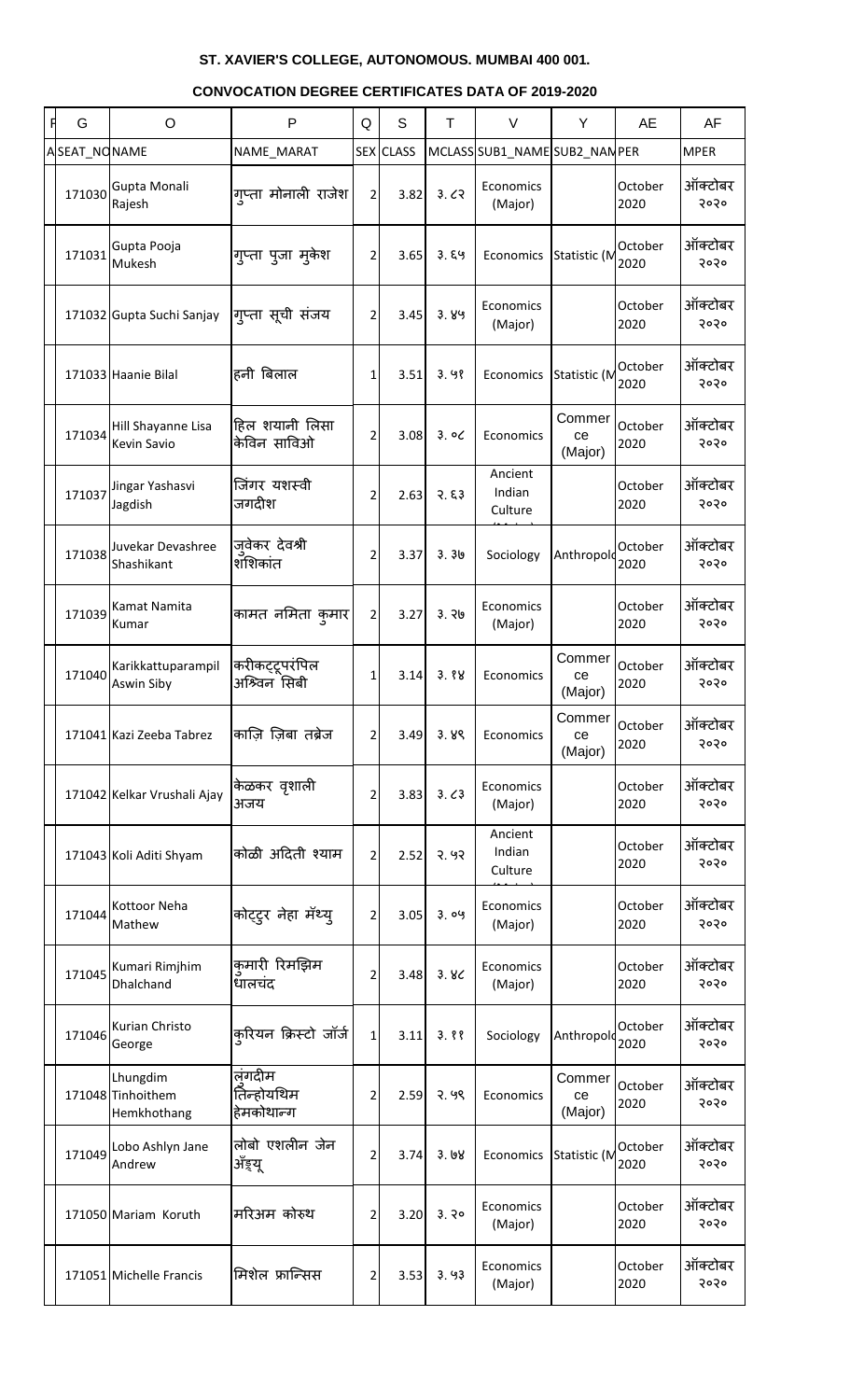**ST. XAVIER'S COLLEGE, AUTONOMOUS. MUMBAI 400 001.**

**CONVOCATION DEGREE CERTIFICATES DATA OF 2019-2020**

| G | O | P | Q | S | T | V | Y | AE | AF |
|---|---|---|---|---|---|---|---|---|---|
| SEAT_NO | NAME | NAME_MARAT | SEX | CLASS | MCLASS | SUB1_NAME | SUB2_NAME | PER | MPER |
| 171030 | Gupta Monali Rajesh | गुप्ता मोनाली राजेश | 2 | 3.82 | ३.८२ | Economics (Major) | | October 2020 | ऑक्टोबर २०२० |
| 171031 | Gupta Pooja Mukesh | गुप्ता पुजा मुकेश | 2 | 3.65 | ३.६५ | Economics | Statistic (M | October 2020 | ऑक्टोबर २०२० |
| 171032 | Gupta Suchi Sanjay | गुप्ता सूची संजय | 2 | 3.45 | ३.४५ | Economics (Major) | | October 2020 | ऑक्टोबर २०२० |
| 171033 | Haanie Bilal | हनी बिलाल | 1 | 3.51 | ३.५१ | Economics | Statistic (M | October 2020 | ऑक्टोबर २०२० |
| 171034 | Hill Shayanne Lisa Kevin Savio | हिल शयानी लिसा केविन साविओ | 2 | 3.08 | ३.०८ | Economics | Commerce (Major) | October 2020 | ऑक्टोबर २०२० |
| 171037 | Jingar Yashasvi Jagdish | जिंगर यशस्वी जगदीश | 2 | 2.63 | २.६३ | Ancient Indian Culture | | October 2020 | ऑक्टोबर २०२० |
| 171038 | Juvekar Devashree Shashikant | जुवेकर देवश्री शशिकांत | 2 | 3.37 | ३.३७ | Sociology | Anthropolo | October 2020 | ऑक्टोबर २०२० |
| 171039 | Kamat Namita Kumar | कामत नमिता कुमार | 2 | 3.27 | ३.२७ | Economics (Major) | | October 2020 | ऑक्टोबर २०२० |
| 171040 | Karikkattuparampil Aswin Siby | करीकट्टूपरंपिल अश्विन सिबी | 1 | 3.14 | ३.१४ | Economics | Commerce (Major) | October 2020 | ऑक्टोबर २०२० |
| 171041 | Kazi Zeeba Tabrez | काज़ि ज़िबा तब्रेज | 2 | 3.49 | ३.४९ | Economics | Commerce (Major) | October 2020 | ऑक्टोबर २०२० |
| 171042 | Kelkar Vrushali Ajay | केळकर वृशाली अजय | 2 | 3.83 | ३.८३ | Economics (Major) | | October 2020 | ऑक्टोबर २०२० |
| 171043 | Koli Aditi Shyam | कोळी अदिती श्याम | 2 | 2.52 | २.५२ | Ancient Indian Culture | | October 2020 | ऑक्टोबर २०२० |
| 171044 | Kottoor Neha Mathew | कोट्टुर नेहा मॅथ्यु | 2 | 3.05 | ३.०५ | Economics (Major) | | October 2020 | ऑक्टोबर २०२० |
| 171045 | Kumari Rimjhim Dhalchand | कुमारी रिमझिम धालचंद | 2 | 3.48 | ३.४८ | Economics (Major) | | October 2020 | ऑक्टोबर २०२० |
| 171046 | Kurian Christo George | कुरियन क्रिस्टो जॉर्ज | 1 | 3.11 | ३.११ | Sociology | Anthropolo | October 2020 | ऑक्टोबर २०२० |
| 171048 | Lhungdim Tinhoithem Hemkhothang | लुंगदीम तिन्होयथिम हेमकोथान्ग | 2 | 2.59 | २.५९ | Economics | Commerce (Major) | October 2020 | ऑक्टोबर २०२० |
| 171049 | Lobo Ashlyn Jane Andrew | लोबो एशलीन जेन अँड्र्यू | 2 | 3.74 | ३.७४ | Economics | Statistic (M | October 2020 | ऑक्टोबर २०२० |
| 171050 | Mariam Koruth | मरिअम कोरुथ | 2 | 3.20 | ३.२० | Economics (Major) | | October 2020 | ऑक्टोबर २०२० |
| 171051 | Michelle Francis | मिशेल फ्रान्सिस | 2 | 3.53 | ३.५३ | Economics (Major) | | October 2020 | ऑक्टोबर २०२० |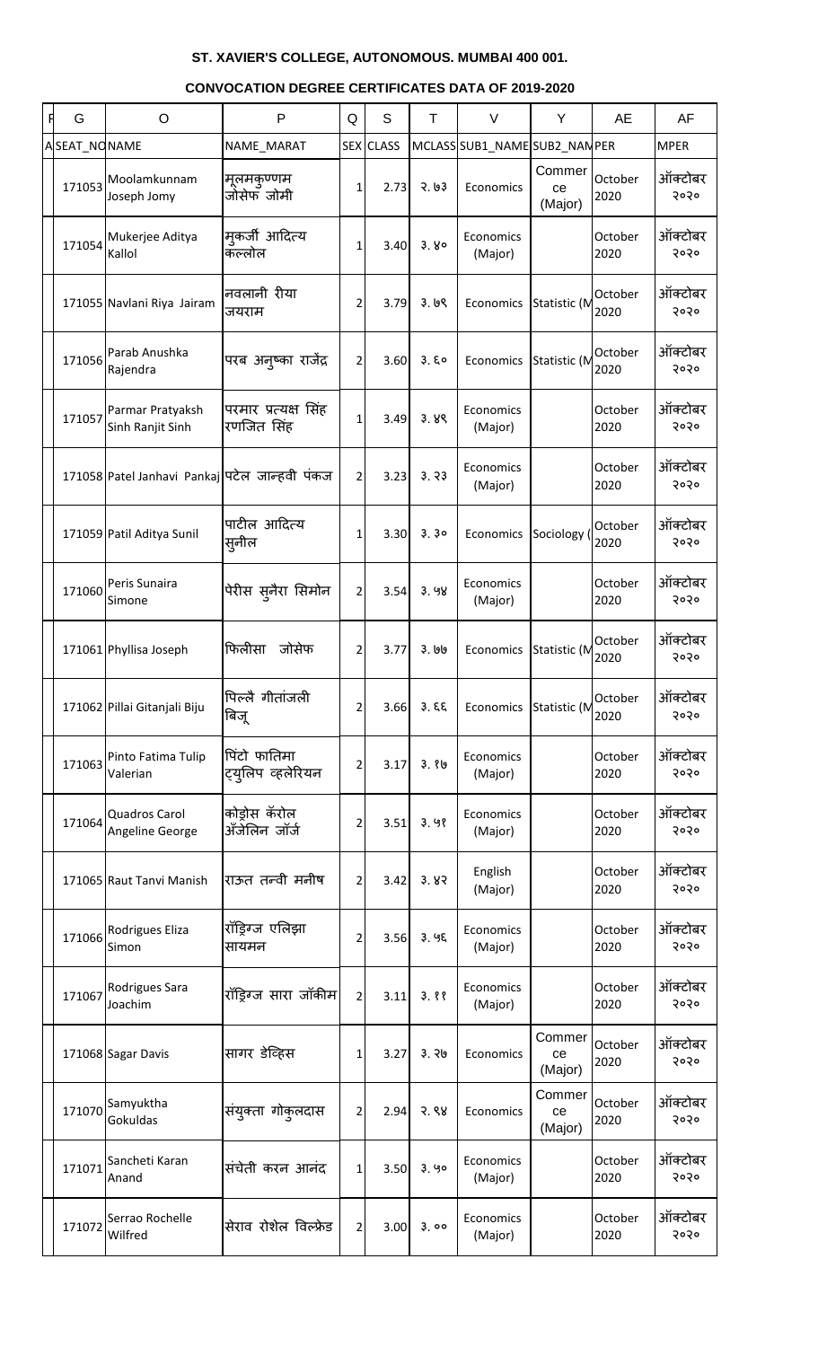**ST. XAVIER'S COLLEGE, AUTONOMOUS. MUMBAI 400 001.**

**CONVOCATION DEGREE CERTIFICATES DATA OF 2019-2020**

| G | O | P | Q | S | T | V | Y | AE | AF |
|---|---|---|---|---|---|---|---|---|---|
| SEAT_NO | NAME | NAME_MARAT | SEX | CLASS | MCLASS | SUB1_NAME | SUB2_NAM | PER | MPER |
| 171053 | Moolamkunnam Joseph Jomy | मूलमकुण्णम जोसेफ जोमी | 1 | 2.73 | २.७३ | Economics | Commerce (Major) | October 2020 | ऑक्टोबर २०२० |
| 171054 | Mukerjee Aditya Kallol | मुकर्जी आदित्य कल्लोल | 1 | 3.40 | ३.४० | Economics (Major) | | October 2020 | ऑक्टोबर २०२० |
| 171055 | Navlani Riya Jairam | नवलानी रीया जयराम | 2 | 3.79 | ३.७९ | Economics | Statistic (M | October 2020 | ऑक्टोबर २०२० |
| 171056 | Parab Anushka Rajendra | परब अनुष्का राजेंद्र | 2 | 3.60 | ३.६० | Economics | Statistic (M | October 2020 | ऑक्टोबर २०२० |
| 171057 | Parmar Pratyaksh Sinh Ranjit Sinh | परमार प्रत्यक्ष सिंह रणजित सिंह | 1 | 3.49 | ३.४९ | Economics (Major) | | October 2020 | ऑक्टोबर २०२० |
| 171058 | Patel Janhavi Pankaj | पटेल जान्हवी पंकज | 2 | 3.23 | ३.२३ | Economics (Major) | | October 2020 | ऑक्टोबर २०२० |
| 171059 | Patil Aditya Sunil | पाटील आदित्य सुनील | 1 | 3.30 | ३.३० | Economics | Sociology ( | October 2020 | ऑक्टोबर २०२० |
| 171060 | Peris Sunaira Simone | पेरीस सुनैरा सिमोन | 2 | 3.54 | ३.५४ | Economics (Major) | | October 2020 | ऑक्टोबर २०२० |
| 171061 | Phyllisa Joseph | फिलीसा जोसेफ | 2 | 3.77 | ३.७७ | Economics | Statistic (M | October 2020 | ऑक्टोबर २०२० |
| 171062 | Pillai Gitanjali Biju | पिल्लै गीतांजली बिजू | 2 | 3.66 | ३.६६ | Economics | Statistic (M | October 2020 | ऑक्टोबर २०२० |
| 171063 | Pinto Fatima Tulip Valerian | पिंटो फातिमा ट्युलिप व्हलेरियन | 2 | 3.17 | ३.१७ | Economics (Major) | | October 2020 | ऑक्टोबर २०२० |
| 171064 | Quadros Carol Angeline George | कोड्रोस कॅरोल अँजेलिन जॉर्ज | 2 | 3.51 | ३.५१ | Economics (Major) | | October 2020 | ऑक्टोबर २०२० |
| 171065 | Raut Tanvi Manish | राऊत तन्वी मनीष | 2 | 3.42 | ३.४२ | English (Major) | | October 2020 | ऑक्टोबर २०२० |
| 171066 | Rodrigues Eliza Simon | रॉड्रिग्ज एलिझा सायमन | 2 | 3.56 | ३.५६ | Economics (Major) | | October 2020 | ऑक्टोबर २०२० |
| 171067 | Rodrigues Sara Joachim | रॉड्रिग्ज सारा जॉकीम | 2 | 3.11 | ३.११ | Economics (Major) | | October 2020 | ऑक्टोबर २०२० |
| 171068 | Sagar Davis | सागर डेव्हिस | 1 | 3.27 | ३.२७ | Economics | Commerce (Major) | October 2020 | ऑक्टोबर २०२० |
| 171070 | Samyuktha Gokuldas | संयुक्ता गोकुलदास | 2 | 2.94 | २.९४ | Economics | Commerce (Major) | October 2020 | ऑक्टोबर २०२० |
| 171071 | Sancheti Karan Anand | संचेती करन आनंद | 1 | 3.50 | ३.५० | Economics (Major) | | October 2020 | ऑक्टोबर २०२० |
| 171072 | Serrao Rochelle Wilfred | सेराव रोशेल विल्फ्रेड | 2 | 3.00 | ३.०० | Economics (Major) | | October 2020 | ऑक्टोबर २०२० |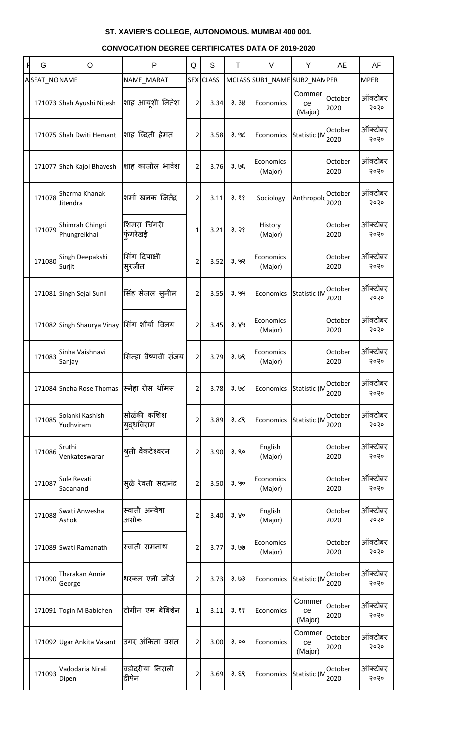**ST. XAVIER'S COLLEGE, AUTONOMOUS. MUMBAI 400 001.**

**CONVOCATION DEGREE CERTIFICATES DATA OF 2019-2020**

| F | G | O | P | Q | S | T | V | Y | AE | AF |
|---|---|---|---|---|---|---|---|---|---|---|
| A | SEAT_NO | NAME | NAME_MARAT | SEX | CLASS | MCLASS | SUB1_NAME | SUB2_NAM | PER | MPER |
| | 171073 | Shah Ayushi Nitesh | शाह आयूशी नितेश | 2 | 3.34 | ३.३४ | Economics | Commerce (Major) | October 2020 | ऑक्टोबर २०२० |
| | 171075 | Shah Dwiti Hemant | शाह द्विती हेमंत | 2 | 3.58 | ३.५८ | Economics | Statistic (M | October 2020 | ऑक्टोबर २०२० |
| | 171077 | Shah Kajol Bhavesh | शाह काजोल भावेश | 2 | 3.76 | ३.७६ | Economics (Major) | | October 2020 | ऑक्टोबर २०२० |
| | 171078 | Sharma Khanak Jitendra | शर्मा खनक जितेंद्र | 2 | 3.11 | ३.११ | Sociology | Anthropolo | October 2020 | ऑक्टोबर २०२० |
| | 171079 | Shimrah Chingri Phungreikhai | शिमरा चिंगरी फुंगरेखई | 1 | 3.21 | ३.२१ | History (Major) | | October 2020 | ऑक्टोबर २०२० |
| | 171080 | Singh Deepakshi Surjit | सिंग दिपाक्षी सुरजीत | 2 | 3.52 | ३.५२ | Economics (Major) | | October 2020 | ऑक्टोबर २०२० |
| | 171081 | Singh Sejal Sunil | सिंह सेजल सुनील | 2 | 3.55 | ३.५५ | Economics | Statistic (M | October 2020 | ऑक्टोबर २०२० |
| | 171082 | Singh Shaurya Vinay | सिंग शौर्या विनय | 2 | 3.45 | ३.४५ | Economics (Major) | | October 2020 | ऑक्टोबर २०२० |
| | 171083 | Sinha Vaishnavi Sanjay | सिन्हा वैष्णवी संजय | 2 | 3.79 | ३.७९ | Economics (Major) | | October 2020 | ऑक्टोबर २०२० |
| | 171084 | Sneha Rose Thomas | स्नेहा रोस थॉमस | 2 | 3.78 | ३.७८ | Economics | Statistic (M | October 2020 | ऑक्टोबर २०२० |
| | 171085 | Solanki Kashish Yudhviram | सोळंकी कशिश युद्धविराम | 2 | 3.89 | ३.८९ | Economics | Statistic (M | October 2020 | ऑक्टोबर २०२० |
| | 171086 | Sruthi Venkateswaran | श्रुती वेंकटेश्वरन | 2 | 3.90 | ३.९० | English (Major) | | October 2020 | ऑक्टोबर २०२० |
| | 171087 | Sule Revati Sadanand | सुळे रेवती सदानंद | 2 | 3.50 | ३.५० | Economics (Major) | | October 2020 | ऑक्टोबर २०२० |
| | 171088 | Swati Anwesha Ashok | स्वाती अन्वेषा अशोक | 2 | 3.40 | ३.४० | English (Major) | | October 2020 | ऑक्टोबर २०२० |
| | 171089 | Swati Ramanath | स्वाती रामनाथ | 2 | 3.77 | ३.७७ | Economics (Major) | | October 2020 | ऑक्टोबर २०२० |
| | 171090 | Tharakan Annie George | थरकन एनी जॉर्ज | 2 | 3.73 | ३.७३ | Economics | Statistic (M | October 2020 | ऑक्टोबर २०२० |
| | 171091 | Togin M Babichen | टोगीन एम बेबिशेन | 1 | 3.11 | ३.११ | Economics | Commerce (Major) | October 2020 | ऑक्टोबर २०२० |
| | 171092 | Ugar Ankita Vasant | उगर अंकिता वसंत | 2 | 3.00 | ३.०० | Economics | Commerce (Major) | October 2020 | ऑक्टोबर २०२० |
| | 171093 | Vadodaria Nirali Dipen | वडोदरीया निराली दीपेन | 2 | 3.69 | ३.६९ | Economics | Statistic (M | October 2020 | ऑक्टोबर २०२० |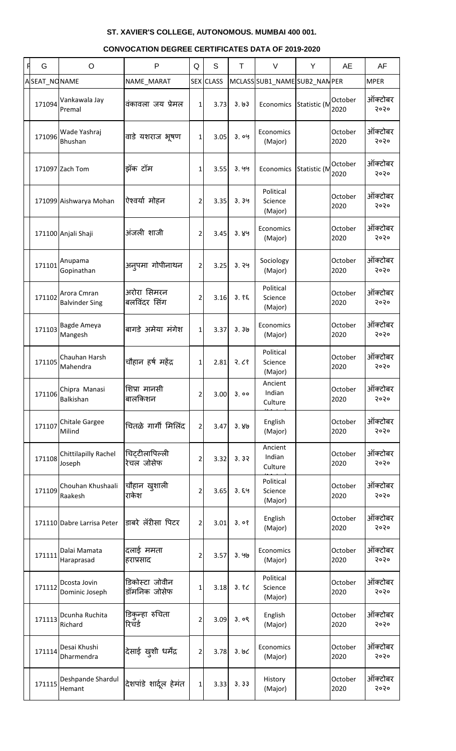**ST. XAVIER'S COLLEGE, AUTONOMOUS. MUMBAI 400 001.**

**CONVOCATION DEGREE CERTIFICATES DATA OF 2019-2020**

| F | G | O | P | Q | S | T | V | Y | AE | AF |
|---|---|---|---|---|---|---|---|---|---|---|
| A | SEAT_NO | NAME | NAME_MARAT | SEX | CLASS | MCLASS | SUB1_NAME | SUB2_NAM | PER | MPER |
| | 171094 | Vankawala Jay Premal | वंकावला जय प्रेमल | 1 | 3.73 | ३.७३ | Economics | Statistic (M | October 2020 | ऑक्टोबर २०२० |
| | 171096 | Wade Yashraj Bhushan | वाडे यशराज भूषण | 1 | 3.05 | ३.०५ | Economics (Major) | | October 2020 | ऑक्टोबर २०२० |
| | 171097 | Zach Tom | झॅक टॉम | 1 | 3.55 | ३.५५ | Economics | Statistic (M | October 2020 | ऑक्टोबर २०२० |
| | 171099 | Aishwarya Mohan | ऐश्वर्या मोहन | 2 | 3.35 | ३.३५ | Political Science (Major) | | October 2020 | ऑक्टोबर २०२० |
| | 171100 | Anjali Shaji | अंजली शाजी | 2 | 3.45 | ३.४५ | Economics (Major) | | October 2020 | ऑक्टोबर २०२० |
| | 171101 | Anupama Gopinathan | अनुपमा गोपीनाथन | 2 | 3.25 | ३.२५ | Sociology (Major) | | October 2020 | ऑक्टोबर २०२० |
| | 171102 | Arora Cmran Balvinder Sing | अरोरा सिमरन बलविंदर सिंग | 2 | 3.16 | ३.१६ | Political Science (Major) | | October 2020 | ऑक्टोबर २०२० |
| | 171103 | Bagde Ameya Mangesh | बागडे अमेया मंगेश | 1 | 3.37 | ३.३७ | Economics (Major) | | October 2020 | ऑक्टोबर २०२० |
| | 171105 | Chauhan Harsh Mahendra | चौहान हर्ष महेंद्र | 1 | 2.81 | २.८१ | Political Science (Major) | | October 2020 | ऑक्टोबर २०२० |
| | 171106 | Chipra Manasi Balkishan | शिप्रा मानसी बालकिशन | 2 | 3.00 | ३.०० | Ancient Indian Culture | | October 2020 | ऑक्टोबर २०२० |
| | 171107 | Chitale Gargee Milind | चितळे गार्गी मिलिंद | 2 | 3.47 | ३.४७ | English (Major) | | October 2020 | ऑक्टोबर २०२० |
| | 171108 | Chittilapilly Rachel Joseph | चिट्टीलापिल्ली रेचल जोसेफ | 2 | 3.32 | ३.३२ | Ancient Indian Culture | | October 2020 | ऑक्टोबर २०२० |
| | 171109 | Chouhan Khushaali Raakesh | चौहान खुशाली राकेश | 2 | 3.65 | ३.६५ | Political Science (Major) | | October 2020 | ऑक्टोबर २०२० |
| | 171110 | Dabre Larrisa Peter | डाबरे लॅरीसा पिटर | 2 | 3.01 | ३.०१ | English (Major) | | October 2020 | ऑक्टोबर २०२० |
| | 171111 | Dalai Mamata Haraprasad | दलाई ममता हराप्रसाद | 2 | 3.57 | ३.५७ | Economics (Major) | | October 2020 | ऑक्टोबर २०२० |
| | 171112 | Dcosta Jovin Dominic Joseph | डिकोस्टा जोवीन डॉमनिक जोसेफ | 1 | 3.18 | ३.१८ | Political Science (Major) | | October 2020 | ऑक्टोबर २०२० |
| | 171113 | Dcunha Ruchita Richard | डिकुन्हा रुचिता रिचर्ड | 2 | 3.09 | ३.०९ | English (Major) | | October 2020 | ऑक्टोबर २०२० |
| | 171114 | Desai Khushi Dharmendra | देसाई खुशी धर्मेंद्र | 2 | 3.78 | ३.७८ | Economics (Major) | | October 2020 | ऑक्टोबर २०२० |
| | 171115 | Deshpande Shardul Hemant | देशपांडे शार्दूल हेमंत | 1 | 3.33 | ३.३३ | History (Major) | | October 2020 | ऑक्टोबर २०२० |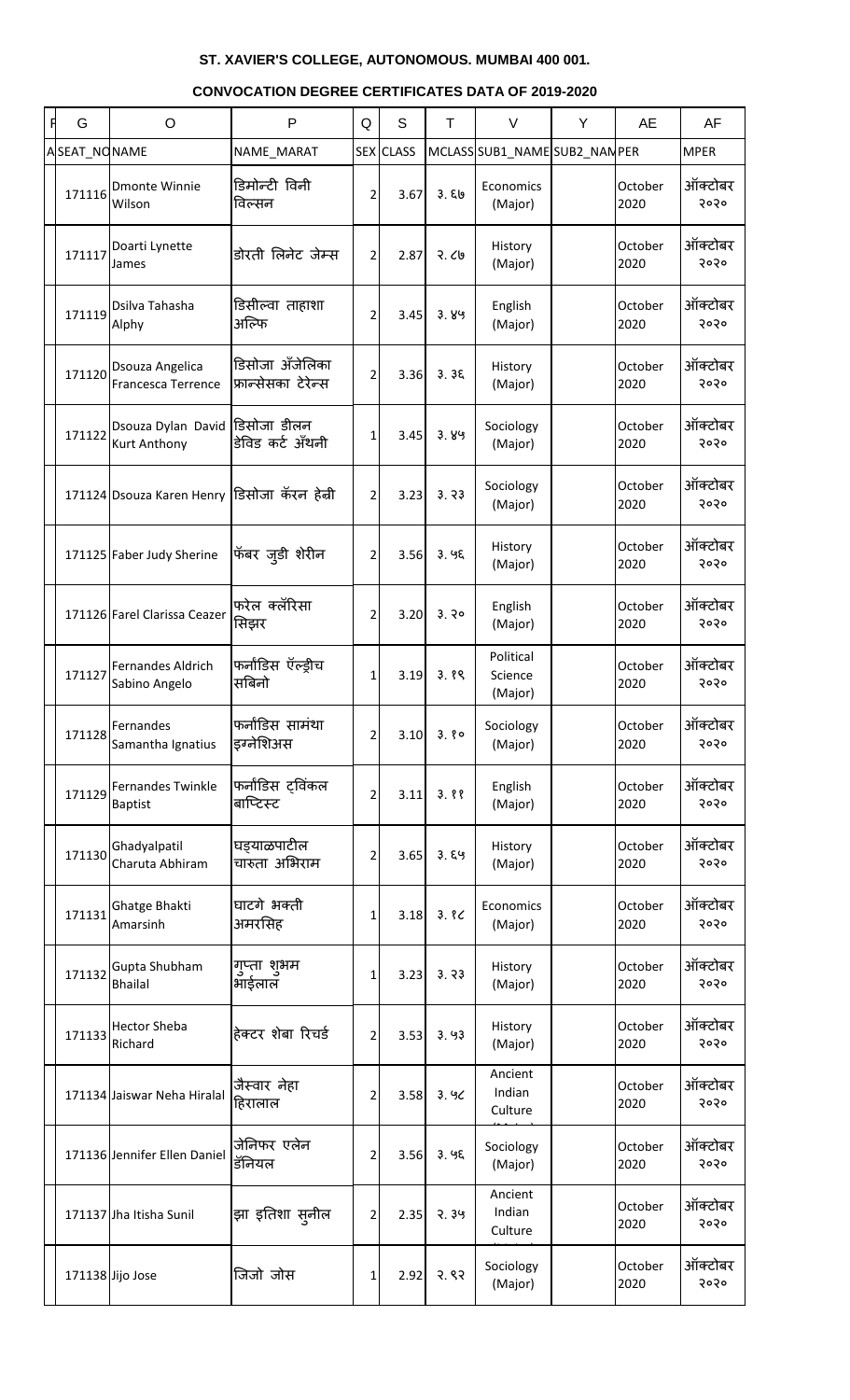**ST. XAVIER'S COLLEGE, AUTONOMOUS. MUMBAI 400 001.**

**CONVOCATION DEGREE CERTIFICATES DATA OF 2019-2020**

| G | O | P | Q | S | T | V | Y | AE | AF |
|---|---|---|---|---|---|---|---|---|---|
| SEAT_NO | NAME | NAME_MARAT | SEX | CLASS | MCLASS | SUB1_NAME | SUB2_NAME | PER | MPER |
| 171116 | Dmonte Winnie Wilson | डिमोन्टी विनी विल्सन | 2 | 3.67 | ३.६७ | Economics (Major) | | October 2020 | ऑक्टोबर २०२० |
| 171117 | Doarti Lynette James | डोरती लिनेट जेम्स | 2 | 2.87 | २.८७ | History (Major) | | October 2020 | ऑक्टोबर २०२० |
| 171119 | Dsilva Tahasha Alphy | डिसील्वा ताहाशा अल्फि | 2 | 3.45 | ३.४५ | English (Major) | | October 2020 | ऑक्टोबर २०२० |
| 171120 | Dsouza Angelica Francesca Terrence | डिसोजा अँजेलिका फ्रान्सेसका टेरेन्स | 2 | 3.36 | ३.३६ | History (Major) | | October 2020 | ऑक्टोबर २०२० |
| 171122 | Dsouza Dylan David Kurt Anthony | डिसोजा डीलन डेविड कर्ट अँथनी | 1 | 3.45 | ३.४५ | Sociology (Major) | | October 2020 | ऑक्टोबर २०२० |
| 171124 | Dsouza Karen Henry | डिसोजा कॅरन हेन्री | 2 | 3.23 | ३.२३ | Sociology (Major) | | October 2020 | ऑक्टोबर २०२० |
| 171125 | Faber Judy Sherine | फॅबर जुडी शेरीन | 2 | 3.56 | ३.५६ | History (Major) | | October 2020 | ऑक्टोबर २०२० |
| 171126 | Farel Clarissa Ceazer | फरेल क्लॅरिसा सिझर | 2 | 3.20 | ३.२० | English (Major) | | October 2020 | ऑक्टोबर २०२० |
| 171127 | Fernandes Aldrich Sabino Angelo | फर्नांडिस ऍल्ड्रीच सबिनो | 1 | 3.19 | ३.१९ | Political Science (Major) | | October 2020 | ऑक्टोबर २०२० |
| 171128 | Fernandes Samantha Ignatius | फर्नांडिस सामंथा इग्नेशिअस | 2 | 3.10 | ३.१० | Sociology (Major) | | October 2020 | ऑक्टोबर २०२० |
| 171129 | Fernandes Twinkle Baptist | फर्नांडिस ट्विंकल बाप्टिस्ट | 2 | 3.11 | ३.११ | English (Major) | | October 2020 | ऑक्टोबर २०२० |
| 171130 | Ghadyalpatil Charuta Abhiram | घड्याळपाटील चारुता अभिराम | 2 | 3.65 | ३.६५ | History (Major) | | October 2020 | ऑक्टोबर २०२० |
| 171131 | Ghatge Bhakti Amarsinh | घाटगे भक्ती अमरसिंह | 1 | 3.18 | ३.१८ | Economics (Major) | | October 2020 | ऑक्टोबर २०२० |
| 171132 | Gupta Shubham Bhailal | गुप्ता शुभम भाईलाल | 1 | 3.23 | ३.२३ | History (Major) | | October 2020 | ऑक्टोबर २०२० |
| 171133 | Hector Sheba Richard | हेक्टर शेबा रिचर्ड | 2 | 3.53 | ३.५३ | History (Major) | | October 2020 | ऑक्टोबर २०२० |
| 171134 | Jaiswar Neha Hiralal | जैस्वार नेहा हिरालाल | 2 | 3.58 | ३.५८ | Ancient Indian Culture | | October 2020 | ऑक्टोबर २०२० |
| 171136 | Jennifer Ellen Daniel | जेनिफर एलेन डॅनियल | 2 | 3.56 | ३.५६ | Sociology (Major) | | October 2020 | ऑक्टोबर २०२० |
| 171137 | Jha Itisha Sunil | झा इतिशा सुनील | 2 | 2.35 | २.३५ | Ancient Indian Culture | | October 2020 | ऑक्टोबर २०२० |
| 171138 | Jijo Jose | जिजो जोस | 1 | 2.92 | २.९२ | Sociology (Major) | | October 2020 | ऑक्टोबर २०२० |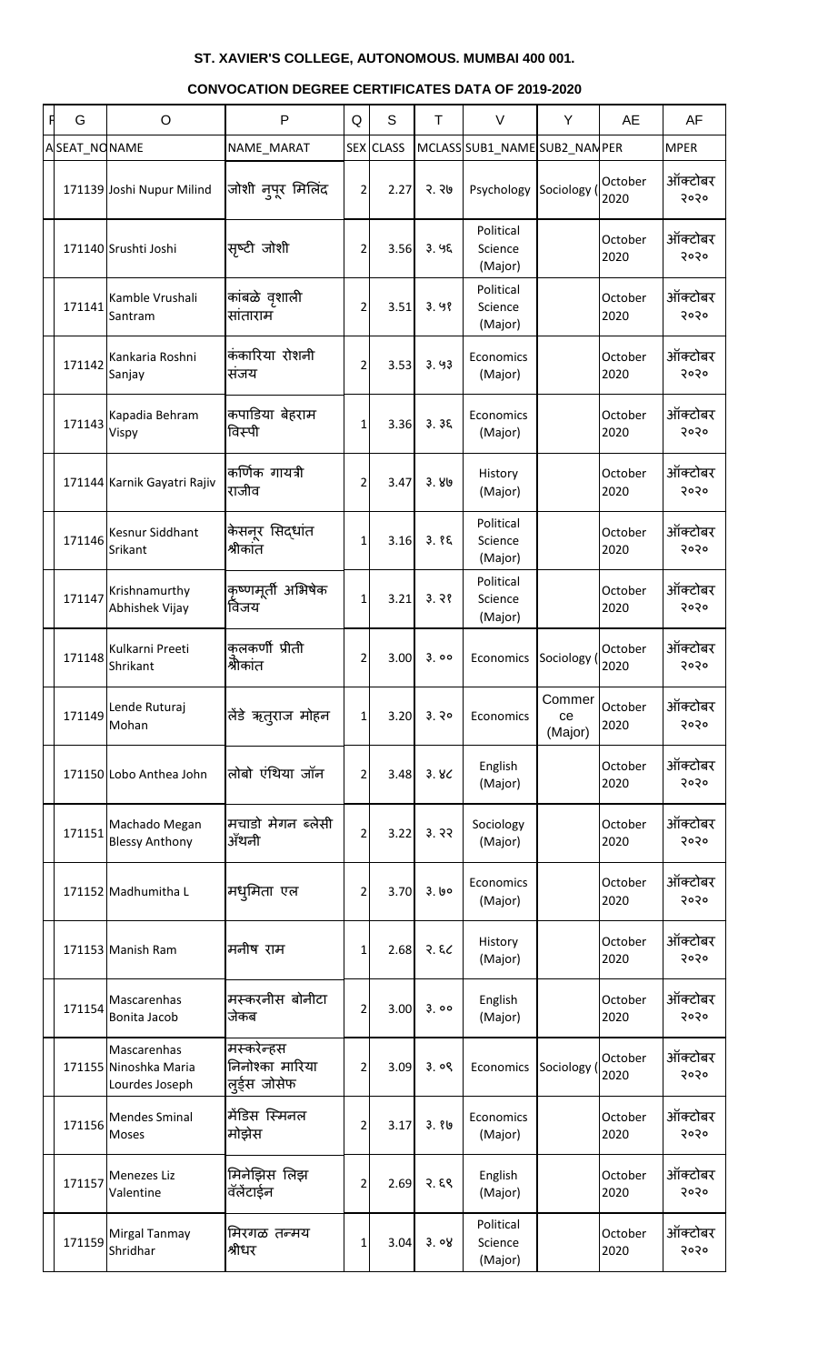**ST. XAVIER'S COLLEGE, AUTONOMOUS. MUMBAI 400 001.**

**CONVOCATION DEGREE CERTIFICATES DATA OF 2019-2020**

| F | G | O | P | Q | S | T | V | Y | AE | AF |
|---|---|---|---|---|---|---|---|---|---|---|
| A | SEAT_NO | NAME | NAME_MARAT | SEX | CLASS | MCLASS | SUB1_NAME | SUB2_NAME | PER | MPER |
| | 171139 | Joshi Nupur Milind | जोशी नुपूर मिलिंद | 2 | 2.27 | २.२७ | Psychology | Sociology ( | October 2020 | ऑक्टोबर २०२० |
| | 171140 | Srushti Joshi | सृष्टी जोशी | 2 | 3.56 | ३.५६ | Political Science (Major) | | October 2020 | ऑक्टोबर २०२० |
| | 171141 | Kamble Vrushali Santram | कांबळे वृशाली सांताराम | 2 | 3.51 | ३.५१ | Political Science (Major) | | October 2020 | ऑक्टोबर २०२० |
| | 171142 | Kankaria Roshni Sanjay | कंकारिया रोशनी संजय | 2 | 3.53 | ३.५३ | Economics (Major) | | October 2020 | ऑक्टोबर २०२० |
| | 171143 | Kapadia Behram Vispy | कपाडिया बेहराम विस्पी | 1 | 3.36 | ३.३६ | Economics (Major) | | October 2020 | ऑक्टोबर २०२० |
| | 171144 | Karnik Gayatri Rajiv | कर्णिक गायत्री राजीव | 2 | 3.47 | ३.४७ | History (Major) | | October 2020 | ऑक्टोबर २०२० |
| | 171146 | Kesnur Siddhant Srikant | केसनूर सिद्धांत श्रीकांत | 1 | 3.16 | ३.१६ | Political Science (Major) | | October 2020 | ऑक्टोबर २०२० |
| | 171147 | Krishnamurthy Abhishek Vijay | कृष्णमूर्ती अभिषेक विजय | 1 | 3.21 | ३.२१ | Political Science (Major) | | October 2020 | ऑक्टोबर २०२० |
| | 171148 | Kulkarni Preeti Shrikant | कुलकर्णी प्रीती श्रीकांत | 2 | 3.00 | ३.०० | Economics | Sociology ( | October 2020 | ऑक्टोबर २०२० |
| | 171149 | Lende Ruturaj Mohan | लेंडे ऋतुराज मोहन | 1 | 3.20 | ३.२० | Economics | Commerce (Major) | October 2020 | ऑक्टोबर २०२० |
| | 171150 | Lobo Anthea John | लोबो एंथिया जॉन | 2 | 3.48 | ३.४८ | English (Major) | | October 2020 | ऑक्टोबर २०२० |
| | 171151 | Machado Megan Blessy Anthony | मचाडो मेगन ब्लेसी अँथनी | 2 | 3.22 | ३.२२ | Sociology (Major) | | October 2020 | ऑक्टोबर २०२० |
| | 171152 | Madhumitha L | मधुमिता एल | 2 | 3.70 | ३.७० | Economics (Major) | | October 2020 | ऑक्टोबर २०२० |
| | 171153 | Manish Ram | मनीष राम | 1 | 2.68 | २.६८ | History (Major) | | October 2020 | ऑक्टोबर २०२० |
| | 171154 | Mascarenhas Bonita Jacob | मस्करनीस बोनीटा जेकब | 2 | 3.00 | ३.०० | English (Major) | | October 2020 | ऑक्टोबर २०२० |
| | 171155 | Mascarenhas Ninoshka Maria Lourdes Joseph | मस्करेन्हस निनोश्का मारिया लुर्ड्स जोसेफ | 2 | 3.09 | ३.०९ | Economics | Sociology ( | October 2020 | ऑक्टोबर २०२० |
| | 171156 | Mendes Sminal Moses | मेंडिस स्मिनल मोझेस | 2 | 3.17 | ३.१७ | Economics (Major) | | October 2020 | ऑक्टोबर २०२० |
| | 171157 | Menezes Liz Valentine | मिनेझिस लिझ वॅलेंटाईन | 2 | 2.69 | २.६९ | English (Major) | | October 2020 | ऑक्टोबर २०२० |
| | 171159 | Mirgal Tanmay Shridhar | मिरगळ तन्मय श्रीधर | 1 | 3.04 | ३.०४ | Political Science (Major) | | October 2020 | ऑक्टोबर २०२० |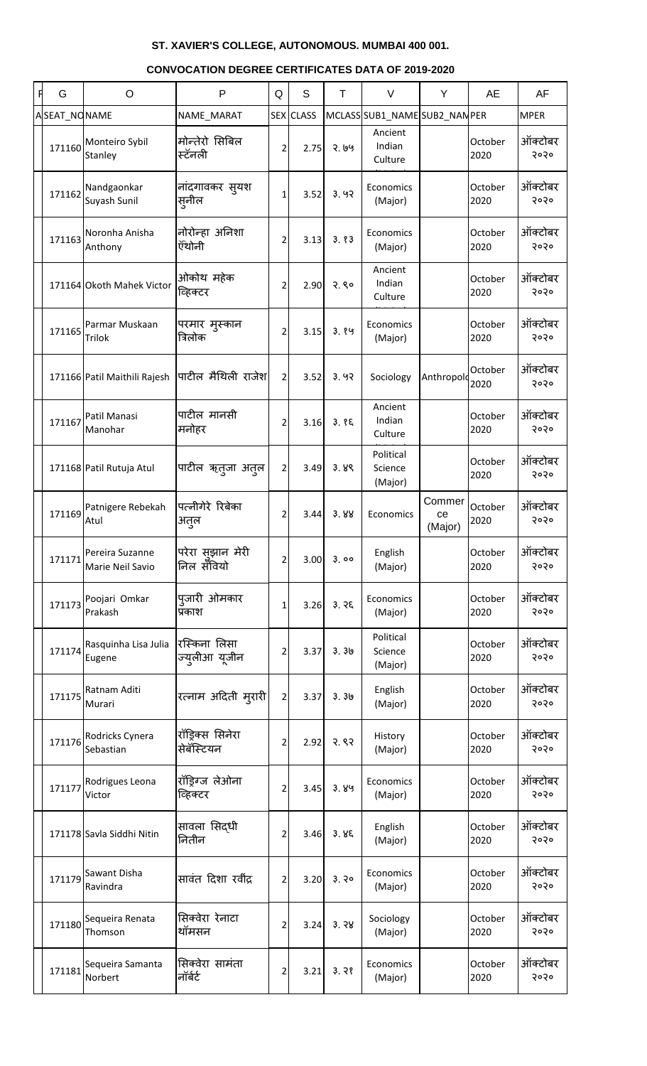# ST. XAVIER'S COLLEGE, AUTONOMOUS. MUMBAI 400 001.

## CONVOCATION DEGREE CERTIFICATES DATA OF 2019-2020

| F | G | O | P | Q | S | T | V | Y | AE | AF |
|---|---|---|---|---|---|---|---|---|---|---|
| A | SEAT_NO | NAME | NAME_MARAT | SEX | CLASS | MCLASS | SUB1_NAME | SUB2_NAM | PER | MPER |
| | 171160 | Monteiro Sybil Stanley | मोन्तेरो सिबिल स्टॅनली | 2 | 2.75 | २.७५ | Ancient Indian Culture | | October 2020 | ऑक्टोबर २०२० |
| | 171162 | Nandgaonkar Suyash Sunil | नांदगावकर सुयश सुनील | 1 | 3.52 | ३.५२ | Economics (Major) | | October 2020 | ऑक्टोबर २०२० |
| | 171163 | Noronha Anisha Anthony | नोरोन्हा अनिशा ॲंथोनी | 2 | 3.13 | ३.१३ | Economics (Major) | | October 2020 | ऑक्टोबर २०२० |
| | 171164 | Okoth Mahek Victor | ओकोथ महेक व्हिक्टर | 2 | 2.90 | २.९० | Ancient Indian Culture | | October 2020 | ऑक्टोबर २०२० |
| | 171165 | Parmar Muskaan Trilok | परमार मुस्कान त्रिलोक | 2 | 3.15 | ३.१५ | Economics (Major) | | October 2020 | ऑक्टोबर २०२० |
| | 171166 | Patil Maithili Rajesh | पाटील मैथिली राजेश | 2 | 3.52 | ३.५२ | Sociology | Anthropolo | October 2020 | ऑक्टोबर २०२० |
| | 171167 | Patil Manasi Manohar | पाटील मानसी मनोहर | 2 | 3.16 | ३.१६ | Ancient Indian Culture | | October 2020 | ऑक्टोबर २०२० |
| | 171168 | Patil Rutuja Atul | पाटील ऋतुजा अतुल | 2 | 3.49 | ३.४९ | Political Science (Major) | | October 2020 | ऑक्टोबर २०२० |
| | 171169 | Patnigere Rebekah Atul | पत्नीगेरे रिबेका अतुल | 2 | 3.44 | ३.४४ | Economics | Commerce (Major) | October 2020 | ऑक्टोबर २०२० |
| | 171171 | Pereira Suzanne Marie Neil Savio | परेरा सुझान मेरी निल सॅवियो | 2 | 3.00 | ३.०० | English (Major) | | October 2020 | ऑक्टोबर २०२० |
| | 171173 | Poojari Omkar Prakash | पुजारी ओमकार प्रकाश | 1 | 3.26 | ३.२६ | Economics (Major) | | October 2020 | ऑक्टोबर २०२० |
| | 171174 | Rasquinha Lisa Julia Eugene | रस्किना लिसा ज्युलीआ यूजीन | 2 | 3.37 | ३.३७ | Political Science (Major) | | October 2020 | ऑक्टोबर २०२० |
| | 171175 | Ratnam Aditi Murari | रत्नाम अदिती मुरारी | 2 | 3.37 | ३.३७ | English (Major) | | October 2020 | ऑक्टोबर २०२० |
| | 171176 | Rodricks Cynera Sebastian | रॉड्रिक्स सिनेरा सेबॅस्टियन | 2 | 2.92 | २.९२ | History (Major) | | October 2020 | ऑक्टोबर २०२० |
| | 171177 | Rodrigues Leona Victor | रॉड्रिग्ज लेओना व्हिक्टर | 2 | 3.45 | ३.४५ | Economics (Major) | | October 2020 | ऑक्टोबर २०२० |
| | 171178 | Savla Siddhi Nitin | सावला सिद्धी नितीन | 2 | 3.46 | ३.४६ | English (Major) | | October 2020 | ऑक्टोबर २०२० |
| | 171179 | Sawant Disha Ravindra | सावंत दिशा रवींद्र | 2 | 3.20 | ३.२० | Economics (Major) | | October 2020 | ऑक्टोबर २०२० |
| | 171180 | Sequeira Renata Thomson | सिक्वेरा रेनाटा थॉमसन | 2 | 3.24 | ३.२४ | Sociology (Major) | | October 2020 | ऑक्टोबर २०२० |
| | 171181 | Sequeira Samanta Norbert | सिक्वेरा सामंता नॉर्बर्ट | 2 | 3.21 | ३.२१ | Economics (Major) | | October 2020 | ऑक्टोबर २०२० |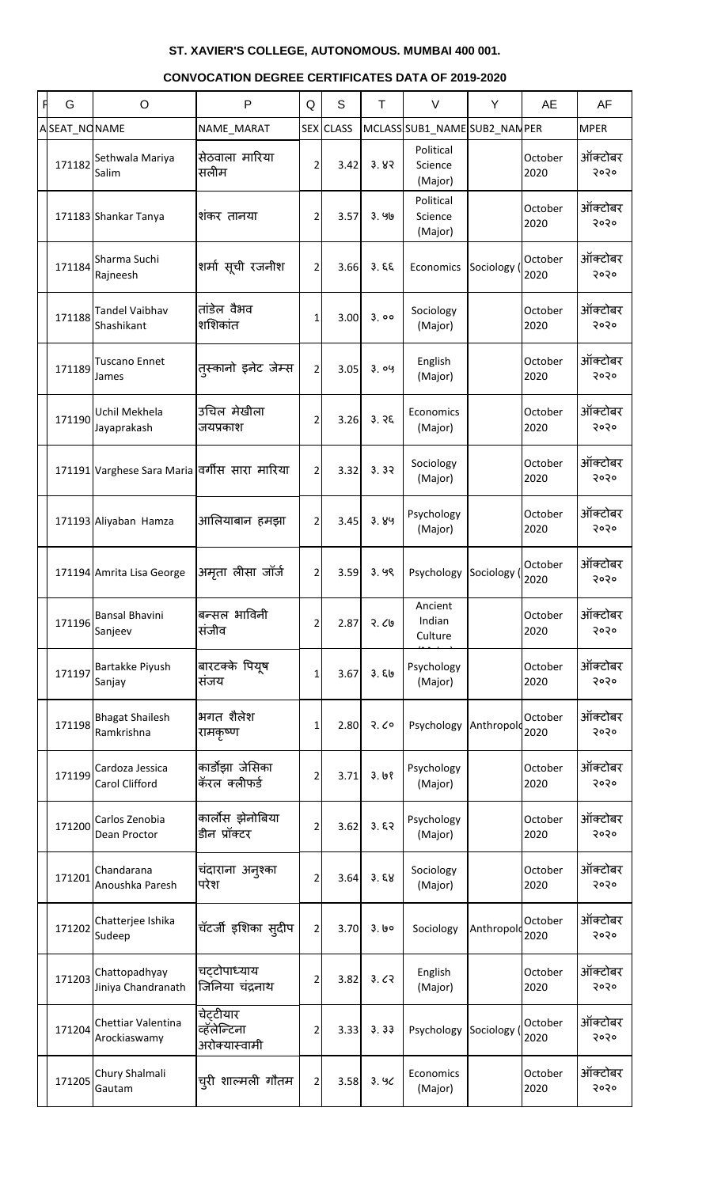**ST. XAVIER'S COLLEGE, AUTONOMOUS. MUMBAI 400 001.**

**CONVOCATION DEGREE CERTIFICATES DATA OF 2019-2020**

| G | O | P | Q | S | T | V | Y | AE | AF |
|---|---|---|---|---|---|---|---|---|---|
| SEAT_NO | NAME | NAME_MARAT | SEX | CLASS | MCLASS | SUB1_NAME | SUB2_NAM | PER | MPER |
| 171182 | Sethwala Mariya Salim | सेठवाला मारिया सलीम | 2 | 3.42 | ३.४२ | Political Science (Major) | | October 2020 | ऑक्टोबर २०२० |
| 171183 | Shankar Tanya | शंकर तानया | 2 | 3.57 | ३.५७ | Political Science (Major) | | October 2020 | ऑक्टोबर २०२० |
| 171184 | Sharma Suchi Rajneesh | शर्मा सूची रजनीश | 2 | 3.66 | ३.६६ | Economics | Sociology ( | October 2020 | ऑक्टोबर २०२० |
| 171188 | Tandel Vaibhav Shashikant | तांडेल वैभव शशिकांत | 1 | 3.00 | ३.०० | Sociology (Major) | | October 2020 | ऑक्टोबर २०२० |
| 171189 | Tuscano Ennet James | तुस्कानो इनेट जेम्स | 2 | 3.05 | ३.०५ | English (Major) | | October 2020 | ऑक्टोबर २०२० |
| 171190 | Uchil Mekhela Jayaprakash | उचिल मेखीला जयप्रकाश | 2 | 3.26 | ३.२६ | Economics (Major) | | October 2020 | ऑक्टोबर २०२० |
| 171191 | Varghese Sara Maria | वर्गीस सारा मारिया | 2 | 3.32 | ३.३२ | Sociology (Major) | | October 2020 | ऑक्टोबर २०२० |
| 171193 | Aliyaban Hamza | आलियाबान हमझा | 2 | 3.45 | ३.४५ | Psychology (Major) | | October 2020 | ऑक्टोबर २०२० |
| 171194 | Amrita Lisa George | अमृता लीसा जॉर्ज | 2 | 3.59 | ३.५९ | Psychology | Sociology ( | October 2020 | ऑक्टोबर २०२० |
| 171196 | Bansal Bhavini Sanjeev | बन्सल भाविनी संजीव | 2 | 2.87 | २.८७ | Ancient Indian Culture | | October 2020 | ऑक्टोबर २०२० |
| 171197 | Bartakke Piyush Sanjay | बारटक्के पियूष संजय | 1 | 3.67 | ३.६७ | Psychology (Major) | | October 2020 | ऑक्टोबर २०२० |
| 171198 | Bhagat Shailesh Ramkrishna | भगत शैलेश रामकृष्ण | 1 | 2.80 | २.८० | Psychology | Anthropolo | October 2020 | ऑक्टोबर २०२० |
| 171199 | Cardoza Jessica Carol Clifford | कार्डोझा जेसिका कॅरल क्लीफर्ड | 2 | 3.71 | ३.७१ | Psychology (Major) | | October 2020 | ऑक्टोबर २०२० |
| 171200 | Carlos Zenobia Dean Proctor | कार्लोस झेनोबिया डीन प्रॉक्टर | 2 | 3.62 | ३.६२ | Psychology (Major) | | October 2020 | ऑक्टोबर २०२० |
| 171201 | Chandarana Anoushka Paresh | चंदाराना अनुश्का परेश | 2 | 3.64 | ३.६४ | Sociology (Major) | | October 2020 | ऑक्टोबर २०२० |
| 171202 | Chatterjee Ishika Sudeep | चॅटर्जी इशिका सुदीप | 2 | 3.70 | ३.७० | Sociology | Anthropolo | October 2020 | ऑक्टोबर २०२० |
| 171203 | Chattopadhyay Jiniya Chandranath | चट्टोपाध्याय जिनिया चंद्रनाथ | 2 | 3.82 | ३.८२ | English (Major) | | October 2020 | ऑक्टोबर २०२० |
| 171204 | Chettiar Valentina Arockiaswamy | चेट्टीयार व्हॅलेन्टिना अरोक्यास्वामी | 2 | 3.33 | ३.३३ | Psychology | Sociology ( | October 2020 | ऑक्टोबर २०२० |
| 171205 | Chury Shalmali Gautam | चुरी शाल्मली गौतम | 2 | 3.58 | ३.५८ | Economics (Major) | | October 2020 | ऑक्टोबर २०२० |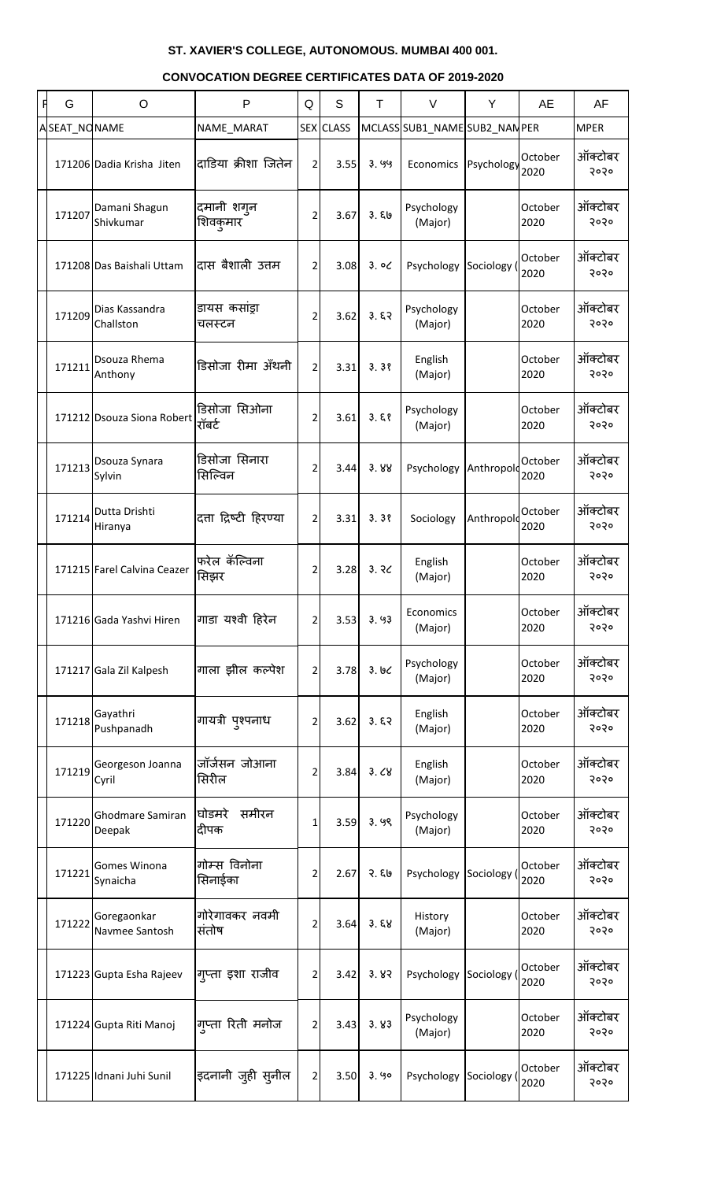**ST. XAVIER'S COLLEGE, AUTONOMOUS. MUMBAI 400 001.**

**CONVOCATION DEGREE CERTIFICATES DATA OF 2019-2020**

| F | G | O | P | Q | S | T | V | Y | AE | AF |
|---|---|---|---|---|---|---|---|---|---|---|
| A | SEAT_NO | NAME | NAME_MARAT | SEX | CLASS | MCLASS | SUB1_NAME | SUB2_NAM | PER | MPER |
| | 171206 | Dadia Krisha Jiten | दाडिया क्रीशा जितेन | 2 | 3.55 | ३.५५ | Economics | Psychology | October 2020 | ऑक्टोबर २०२० |
| | 171207 | Damani Shagun Shivkumar | दमानी शगुन शिवकुमार | 2 | 3.67 | ३.६७ | Psychology (Major) | | October 2020 | ऑक्टोबर २०२० |
| | 171208 | Das Baishali Uttam | दास बैशाली उत्तम | 2 | 3.08 | ३.०८ | Psychology | Sociology ( | October 2020 | ऑक्टोबर २०२० |
| | 171209 | Dias Kassandra Challston | डायस कसांड्रा चलस्टन | 2 | 3.62 | ३.६२ | Psychology (Major) | | October 2020 | ऑक्टोबर २०२० |
| | 171211 | Dsouza Rhema Anthony | डिसोजा रीमा अँथनी | 2 | 3.31 | ३.३१ | English (Major) | | October 2020 | ऑक्टोबर २०२० |
| | 171212 | Dsouza Siona Robert | डिसोजा सिओना रॉबर्ट | 2 | 3.61 | ३.६१ | Psychology (Major) | | October 2020 | ऑक्टोबर २०२० |
| | 171213 | Dsouza Synara Sylvin | डिसोजा सिनारा सिल्विन | 2 | 3.44 | ३.४४ | Psychology | Anthropolo | October 2020 | ऑक्टोबर २०२० |
| | 171214 | Dutta Drishti Hiranya | दत्ता द्रिष्टी हिरण्या | 2 | 3.31 | ३.३१ | Sociology | Anthropolo | October 2020 | ऑक्टोबर २०२० |
| | 171215 | Farel Calvina Ceazer | फरेल कॅल्विना सिझर | 2 | 3.28 | ३.२८ | English (Major) | | October 2020 | ऑक्टोबर २०२० |
| | 171216 | Gada Yashvi Hiren | गाडा यश्वी हिरेन | 2 | 3.53 | ३.५३ | Economics (Major) | | October 2020 | ऑक्टोबर २०२० |
| | 171217 | Gala Zil Kalpesh | गाला झील कल्पेश | 2 | 3.78 | ३.७८ | Psychology (Major) | | October 2020 | ऑक्टोबर २०२० |
| | 171218 | Gayathri Pushpanadh | गायत्री पुश्पनाध | 2 | 3.62 | ३.६२ | English (Major) | | October 2020 | ऑक्टोबर २०२० |
| | 171219 | Georgeson Joanna Cyril | जॉर्जसन जोआना सिरील | 2 | 3.84 | ३.८४ | English (Major) | | October 2020 | ऑक्टोबर २०२० |
| | 171220 | Ghodmare Samiran Deepak | घोडमरे समीरन दीपक | 1 | 3.59 | ३.५९ | Psychology (Major) | | October 2020 | ऑक्टोबर २०२० |
| | 171221 | Gomes Winona Synaicha | गोम्स विनोना सिनाईका | 2 | 2.67 | २.६७ | Psychology | Sociology ( | October 2020 | ऑक्टोबर २०२० |
| | 171222 | Goregaonkar Navmee Santosh | गोरेगावकर नवमी संतोष | 2 | 3.64 | ३.६४ | History (Major) | | October 2020 | ऑक्टोबर २०२० |
| | 171223 | Gupta Esha Rajeev | गुप्ता इशा राजीव | 2 | 3.42 | ३.४२ | Psychology | Sociology ( | October 2020 | ऑक्टोबर २०२० |
| | 171224 | Gupta Riti Manoj | गुप्ता रिती मनोज | 2 | 3.43 | ३.४३ | Psychology (Major) | | October 2020 | ऑक्टोबर २०२० |
| | 171225 | Idnani Juhi Sunil | इदनानी जुही सुनील | 2 | 3.50 | ३.५० | Psychology | Sociology ( | October 2020 | ऑक्टोबर २०२० |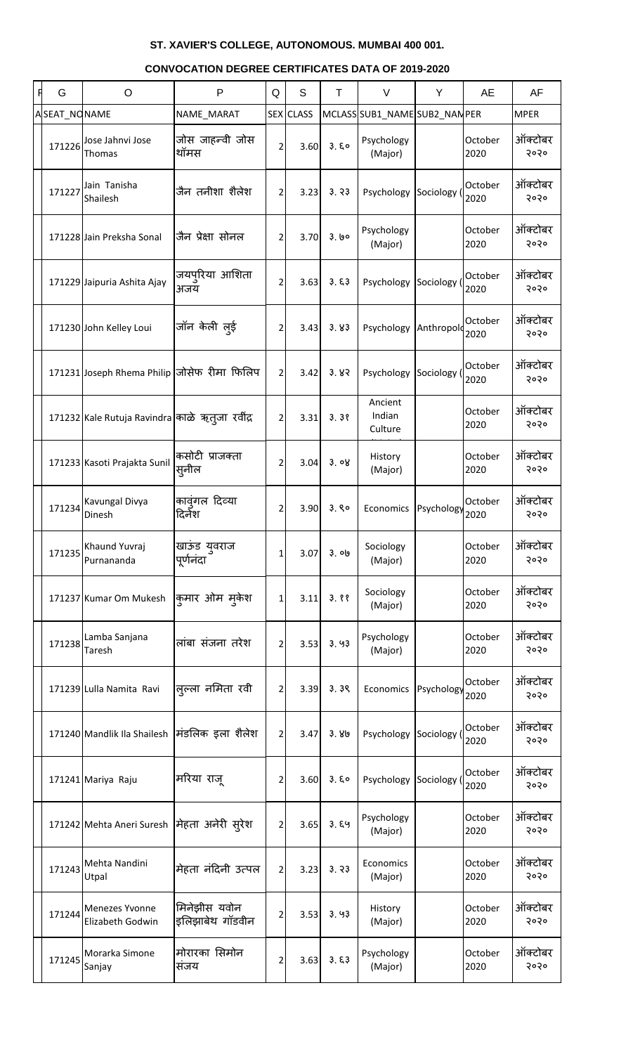# ST. XAVIER'S COLLEGE, AUTONOMOUS. MUMBAI 400 001.

## CONVOCATION DEGREE CERTIFICATES DATA OF 2019-2020

| F | G | O | P | Q | S | T | V | Y | AE | AF |
|---|---|---|---|---|---|---|---|---|---|---|
| A | SEAT_NO | NAME | NAME_MARAT | SEX | CLASS | MCLASS | SUB1_NAME | SUB2_NAM | PER | MPER |
| | 171226 | Jose Jahnvi Jose Thomas | जोस जाह्नवी जोस थॉमस | 2 | 3.60 | ३.६० | Psychology (Major) | | October 2020 | ऑक्टोबर २०२० |
| | 171227 | Jain Tanisha Shailesh | जैन तनीशा शैलेश | 2 | 3.23 | ३.२३ | Psychology | Sociology ( | October 2020 | ऑक्टोबर २०२० |
| | 171228 | Jain Preksha Sonal | जैन प्रेक्षा सोनल | 2 | 3.70 | ३.७० | Psychology (Major) | | October 2020 | ऑक्टोबर २०२० |
| | 171229 | Jaipuria Ashita Ajay | जयपुरिया आशिता अजय | 2 | 3.63 | ३.६३ | Psychology | Sociology ( | October 2020 | ऑक्टोबर २०२० |
| | 171230 | John Kelley Loui | जॉन केली लुई | 2 | 3.43 | ३.४३ | Psychology | Anthropolo | October 2020 | ऑक्टोबर २०२० |
| | 171231 | Joseph Rhema Philip | जोसेफ रीमा फिलिप | 2 | 3.42 | ३.४२ | Psychology | Sociology ( | October 2020 | ऑक्टोबर २०२० |
| | 171232 | Kale Rutuja Ravindra | काळे ऋतुजा रवींद्र | 2 | 3.31 | ३.३१ | Ancient Indian Culture | | October 2020 | ऑक्टोबर २०२० |
| | 171233 | Kasoti Prajakta Sunil | कसोटी प्राजक्ता सुनील | 2 | 3.04 | ३.०४ | History (Major) | | October 2020 | ऑक्टोबर २०२० |
| | 171234 | Kavungal Divya Dinesh | कावुंगल दिव्या दिनेश | 2 | 3.90 | ३.९० | Economics | Psychology | October 2020 | ऑक्टोबर २०२० |
| | 171235 | Khaund Yuvraj Purnananda | खाऊंड युवराज पूर्णनंदा | 1 | 3.07 | ३.०७ | Sociology (Major) | | October 2020 | ऑक्टोबर २०२० |
| | 171237 | Kumar Om Mukesh | कुमार ओम मुकेश | 1 | 3.11 | ३.११ | Sociology (Major) | | October 2020 | ऑक्टोबर २०२० |
| | 171238 | Lamba Sanjana Taresh | लांबा संजना तरेश | 2 | 3.53 | ३.५३ | Psychology (Major) | | October 2020 | ऑक्टोबर २०२० |
| | 171239 | Lulla Namita Ravi | लुल्ला नमिता रवी | 2 | 3.39 | ३.३९ | Economics | Psychology | October 2020 | ऑक्टोबर २०२० |
| | 171240 | Mandlik Ila Shailesh | मंडलिक इला शैलेश | 2 | 3.47 | ३.४७ | Psychology | Sociology ( | October 2020 | ऑक्टोबर २०२० |
| | 171241 | Mariya Raju | मरिया राजू | 2 | 3.60 | ३.६० | Psychology | Sociology ( | October 2020 | ऑक्टोबर २०२० |
| | 171242 | Mehta Aneri Suresh | मेहता अनेरी सुरेश | 2 | 3.65 | ३.६५ | Psychology (Major) | | October 2020 | ऑक्टोबर २०२० |
| | 171243 | Mehta Nandini Utpal | मेहता नंदिनी उत्पल | 2 | 3.23 | ३.२३ | Economics (Major) | | October 2020 | ऑक्टोबर २०२० |
| | 171244 | Menezes Yvonne Elizabeth Godwin | मिनेझीस यवोन इलिझाबेथ गॉडवीन | 2 | 3.53 | ३.५३ | History (Major) | | October 2020 | ऑक्टोबर २०२० |
| | 171245 | Morarka Simone Sanjay | मोरारका सिमोन संजय | 2 | 3.63 | ३.६३ | Psychology (Major) | | October 2020 | ऑक्टोबर २०२० |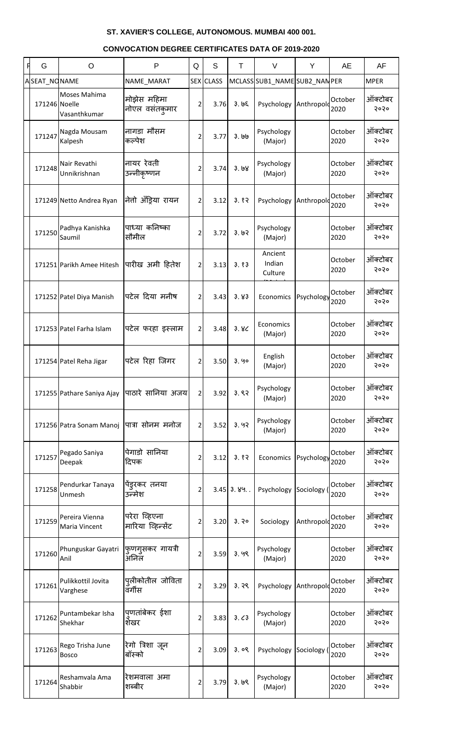**ST. XAVIER'S COLLEGE, AUTONOMOUS. MUMBAI 400 001.**

**CONVOCATION DEGREE CERTIFICATES DATA OF 2019-2020**

| F | G | O | P | Q | S | T | V | Y | AE | AF |
|---|---|---|---|---|---|---|---|---|---|---|
| A | SEAT_NO | NAME | NAME_MARAT | SEX | CLASS | MCLASS | SUB1_NAME | SUB2_NAM | PER | MPER |
| | 171246 | Moses Mahima Noelle Vasanthkumar | मोझेस महिमा नोएल वसंतकुमार | 2 | 3.76 | ३.७६ | Psychology | Anthropolo | October 2020 | ऑक्टोबर २०२० |
| | 171247 | Nagda Mousam Kalpesh | नागडा मौसम कल्पेश | 2 | 3.77 | ३.७७ | Psychology (Major) | | October 2020 | ऑक्टोबर २०२० |
| | 171248 | Nair Revathi Unnikrishnan | नायर रेवती उन्नीकृष्णन | 2 | 3.74 | ३.७४ | Psychology (Major) | | October 2020 | ऑक्टोबर २०२० |
| | 171249 | Netto Andrea Ryan | नेतो अँड्रिया रायन | 2 | 3.12 | ३.१२ | Psychology | Anthropolo | October 2020 | ऑक्टोबर २०२० |
| | 171250 | Padhya Kanishka Saumil | पाध्या कनिष्का सौमील | 2 | 3.72 | ३.७२ | Psychology (Major) | | October 2020 | ऑक्टोबर २०२० |
| | 171251 | Parikh Amee Hitesh | पारीख अमी हितेश | 2 | 3.13 | ३.१३ | Ancient Indian Culture | | October 2020 | ऑक्टोबर २०२० |
| | 171252 | Patel Diya Manish | पटेल दिया मनीष | 2 | 3.43 | ३.४३ | Economics | Psychology | October 2020 | ऑक्टोबर २०२० |
| | 171253 | Patel Farha Islam | पटेल फरहा इस्लाम | 2 | 3.48 | ३.४८ | Economics (Major) | | October 2020 | ऑक्टोबर २०२० |
| | 171254 | Patel Reha Jigar | पटेल रिहा जिगर | 2 | 3.50 | ३.५० | English (Major) | | October 2020 | ऑक्टोबर २०२० |
| | 171255 | Pathare Saniya Ajay | पाठारे सानिया अजय | 2 | 3.92 | ३.९२ | Psychology (Major) | | October 2020 | ऑक्टोबर २०२० |
| | 171256 | Patra Sonam Manoj | पात्रा सोनम मनोज | 2 | 3.52 | ३.५२ | Psychology (Major) | | October 2020 | ऑक्टोबर २०२० |
| | 171257 | Pegado Saniya Deepak | पेगाडो सानिया दिपक | 2 | 3.12 | ३.१२ | Economics | Psychology | October 2020 | ऑक्टोबर २०२० |
| | 171258 | Pendurkar Tanaya Unmesh | पेंडुरकर तनया उन्मेश | 2 | 3.45 | ३.४५. . | Psychology | Sociology ( | October 2020 | ऑक्टोबर २०२० |
| | 171259 | Pereira Vienna Maria Vincent | परेरा व्हिएना मारिया व्हिन्सेंट | 2 | 3.20 | ३.२० | Sociology | Anthropolo | October 2020 | ऑक्टोबर २०२० |
| | 171260 | Phunguskar Gayatri Anil | फुणगुसकर गायत्री अनिल | 2 | 3.59 | ३.५९ | Psychology (Major) | | October 2020 | ऑक्टोबर २०२० |
| | 171261 | Pulikkottil Jovita Varghese | पुलीकोतील जोविता वर्गीस | 2 | 3.29 | ३.२९ | Psychology | Anthropolo | October 2020 | ऑक्टोबर २०२० |
| | 171262 | Puntambekar Isha Shekhar | पुणतांबेकर ईशा शेखर | 2 | 3.83 | ३.८३ | Psychology (Major) | | October 2020 | ऑक्टोबर २०२० |
| | 171263 | Rego Trisha June Bosco | रेगो त्रिशा जून बॉस्को | 2 | 3.09 | ३.०९ | Psychology | Sociology ( | October 2020 | ऑक्टोबर २०२० |
| | 171264 | Reshamvala Ama Shabbir | रेशमवाला अमा शब्बीर | 2 | 3.79 | ३.७९ | Psychology (Major) | | October 2020 | ऑक्टोबर २०२० |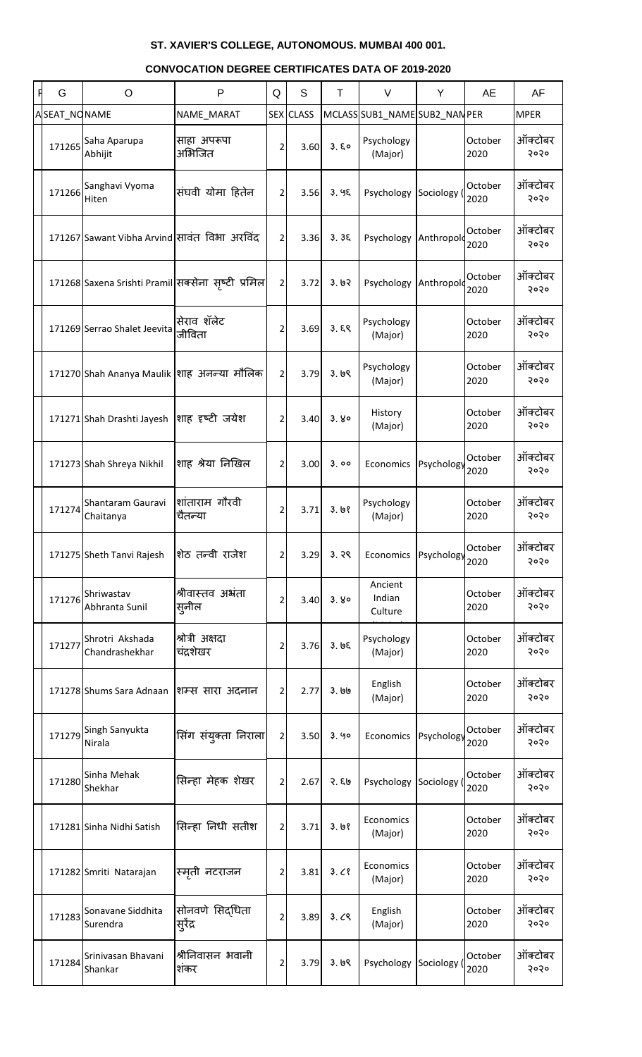**ST. XAVIER'S COLLEGE, AUTONOMOUS. MUMBAI 400 001.**

**CONVOCATION DEGREE CERTIFICATES DATA OF 2019-2020**

| F | G | O | P | Q | S | T | V | Y | AE | AF |
|---|---|---|---|---|---|---|---|---|---|---|
| A | SEAT_NO | NAME | NAME_MARAT | SEX | CLASS | MCLASS | SUB1_NAME | SUB2_NAM | PER | MPER |
| | 171265 | Saha Aparupa Abhijit | साहा अपरूपा अभिजित | 2 | 3.60 | ३.६० | Psychology (Major) | | October 2020 | ऑक्टोबर २०२० |
| | 171266 | Sanghavi Vyoma Hiten | संघवी योमा हितेन | 2 | 3.56 | ३.५६ | Psychology | Sociology ( | October 2020 | ऑक्टोबर २०२० |
| | 171267 | Sawant Vibha Arvind | सावंत विभा अरविंद | 2 | 3.36 | ३.३६ | Psychology | Anthropolo | October 2020 | ऑक्टोबर २०२० |
| | 171268 | Saxena Srishti Pramil | सक्सेना सृष्टी प्रमिल | 2 | 3.72 | ३.७२ | Psychology | Anthropolo | October 2020 | ऑक्टोबर २०२० |
| | 171269 | Serrao Shalet Jeevita | सेराव शॅलेट जीविता | 2 | 3.69 | ३.६९ | Psychology (Major) | | October 2020 | ऑक्टोबर २०२० |
| | 171270 | Shah Ananya Maulik | शाह अनन्या मौलिक | 2 | 3.79 | ३.७९ | Psychology (Major) | | October 2020 | ऑक्टोबर २०२० |
| | 171271 | Shah Drashti Jayesh | शाह दृष्टी जयेश | 2 | 3.40 | ३.४० | History (Major) | | October 2020 | ऑक्टोबर २०२० |
| | 171273 | Shah Shreya Nikhil | शाह श्रेया निखिल | 2 | 3.00 | ३.०० | Economics | Psychology | October 2020 | ऑक्टोबर २०२० |
| | 171274 | Shantaram Gauravi Chaitanya | शांताराम गौरवी चैतन्या | 2 | 3.71 | ३.७१ | Psychology (Major) | | October 2020 | ऑक्टोबर २०२० |
| | 171275 | Sheth Tanvi Rajesh | शेठ तन्वी राजेश | 2 | 3.29 | ३.२९ | Economics | Psychology | October 2020 | ऑक्टोबर २०२० |
| | 171276 | Shriwastav Abhranta Sunil | श्रीवास्तव अभ्रंता सुनील | 2 | 3.40 | ३.४० | Ancient Indian Culture | | October 2020 | ऑक्टोबर २०२० |
| | 171277 | Shrotri Akshada Chandrashekhar | श्रोत्री अक्षदा चंद्रशेखर | 2 | 3.76 | ३.७६ | Psychology (Major) | | October 2020 | ऑक्टोबर २०२० |
| | 171278 | Shums Sara Adnaan | शम्स सारा अदनान | 2 | 2.77 | ३.७७ | English (Major) | | October 2020 | ऑक्टोबर २०२० |
| | 171279 | Singh Sanyukta Nirala | सिंग संयुक्ता निराला | 2 | 3.50 | ३.५० | Economics | Psychology | October 2020 | ऑक्टोबर २०२० |
| | 171280 | Sinha Mehak Shekhar | सिन्हा मेहक शेखर | 2 | 2.67 | २.६७ | Psychology | Sociology ( | October 2020 | ऑक्टोबर २०२० |
| | 171281 | Sinha Nidhi Satish | सिन्हा निधी सतीश | 2 | 3.71 | ३.७१ | Economics (Major) | | October 2020 | ऑक्टोबर २०२० |
| | 171282 | Smriti Natarajan | स्मृती नटराजन | 2 | 3.81 | ३.८१ | Economics (Major) | | October 2020 | ऑक्टोबर २०२० |
| | 171283 | Sonavane Siddhita Surendra | सोनवणे सिद्धिता सुरेंद्र | 2 | 3.89 | ३.८९ | English (Major) | | October 2020 | ऑक्टोबर २०२० |
| | 171284 | Srinivasan Bhavani Shankar | श्रीनिवासन भवानी शंकर | 2 | 3.79 | ३.७९ | Psychology | Sociology ( | October 2020 | ऑक्टोबर २०२० |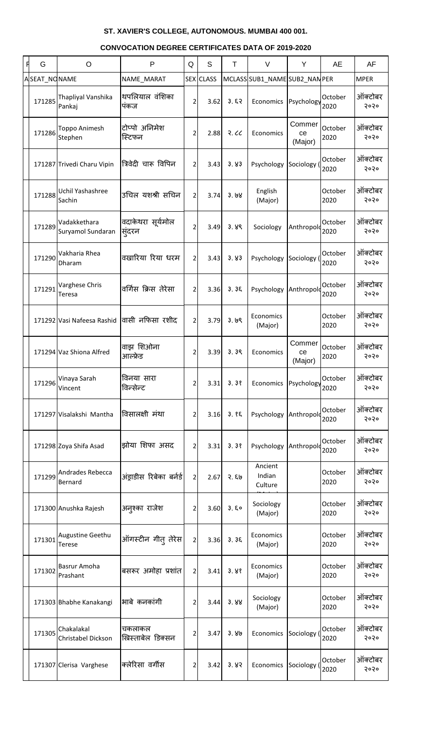# ST. XAVIER'S COLLEGE, AUTONOMOUS. MUMBAI 400 001.

## CONVOCATION DEGREE CERTIFICATES DATA OF 2019-2020

| G | O | P | Q | S | T | V | Y | AE | AF |
|---|---|---|---|---|---|---|---|---|---|
| SEAT_NO | NAME | NAME_MARAT | SEX | CLASS | MCLASS | SUB1_NAME | SUB2_NAM | PER | MPER |
| 171285 | Thapliyal Vanshika Pankaj | थपलियाल वंशिका पंकज | 2 | 3.62 | ३.६२ | Economics | Psychology | October 2020 | ऑक्टोबर २०२० |
| 171286 | Toppo Animesh Stephen | टोप्पो अनिमेश स्टिफन | 2 | 2.88 | २.८८ | Economics | Commerce (Major) | October 2020 | ऑक्टोबर २०२० |
| 171287 | Trivedi Charu Vipin | त्रिवेदी चारू विपिन | 2 | 3.43 | ३.४३ | Psychology | Sociology ( | October 2020 | ऑक्टोबर २०२० |
| 171288 | Uchil Yashashree Sachin | उचिल यशश्री सचिन | 2 | 3.74 | ३.७४ | English (Major) | | October 2020 | ऑक्टोबर २०२० |
| 171289 | Vadakkethara Suryamol Sundaran | वदाकेथरा सूर्यमोल सुंदरन | 2 | 3.49 | ३.४९ | Sociology | Anthropolo | October 2020 | ऑक्टोबर २०२० |
| 171290 | Vakharia Rhea Dharam | वखारिया रिया धरम | 2 | 3.43 | ३.४३ | Psychology | Sociology ( | October 2020 | ऑक्टोबर २०२० |
| 171291 | Varghese Chris Teresa | वर्गिस क्रिस तेरेसा | 2 | 3.36 | ३.३६ | Psychology | Anthropolo | October 2020 | ऑक्टोबर २०२० |
| 171292 | Vasi Nafeesa Rashid | वासी नफिसा रशीद | 2 | 3.79 | ३.७९ | Economics (Major) | | October 2020 | ऑक्टोबर २०२० |
| 171294 | Vaz Shiona Alfred | वाझ शिओना आल्फ्रेड | 2 | 3.39 | ३.३९ | Economics | Commerce (Major) | October 2020 | ऑक्टोबर २०२० |
| 171296 | Vinaya Sarah Vincent | विनया सारा विन्सेन्ट | 2 | 3.31 | ३.३१ | Economics | Psychology | October 2020 | ऑक्टोबर २०२० |
| 171297 | Visalakshi Mantha | विसालक्षी मंथा | 2 | 3.16 | ३.१६ | Psychology | Anthropolo | October 2020 | ऑक्टोबर २०२० |
| 171298 | Zoya Shifa Asad | झोया शिफा असद | 2 | 3.31 | ३.३१ | Psychology | Anthropolo | October 2020 | ऑक्टोबर २०२० |
| 171299 | Andrades Rebecca Bernard | अंड्राडीस रिबेका बर्नर्ड | 2 | 2.67 | २.६७ | Ancient Indian Culture | | October 2020 | ऑक्टोबर २०२० |
| 171300 | Anushka Rajesh | अनुश्का राजेश | 2 | 3.60 | ३.६० | Sociology (Major) | | October 2020 | ऑक्टोबर २०२० |
| 171301 | Augustine Geethu Terese | ऑगस्टीन गीतु तेरेस | 2 | 3.36 | ३.३६ | Economics (Major) | | October 2020 | ऑक्टोबर २०२० |
| 171302 | Basrur Amoha Prashant | बसरूर अमोहा प्रशांत | 2 | 3.41 | ३.४१ | Economics (Major) | | October 2020 | ऑक्टोबर २०२० |
| 171303 | Bhabhe Kanakangi | भाबे कनकांगी | 2 | 3.44 | ३.४४ | Sociology (Major) | | October 2020 | ऑक्टोबर २०२० |
| 171305 | Chakalakal Christabel Dickson | चकलाकल ख्रिस्ताबेल डिक्सन | 2 | 3.47 | ३.४७ | Economics | Sociology ( | October 2020 | ऑक्टोबर २०२० |
| 171307 | Clerisa Varghese | क्लेरिसा वर्गीस | 2 | 3.42 | ३.४२ | Economics | Sociology ( | October 2020 | ऑक्टोबर २०२० |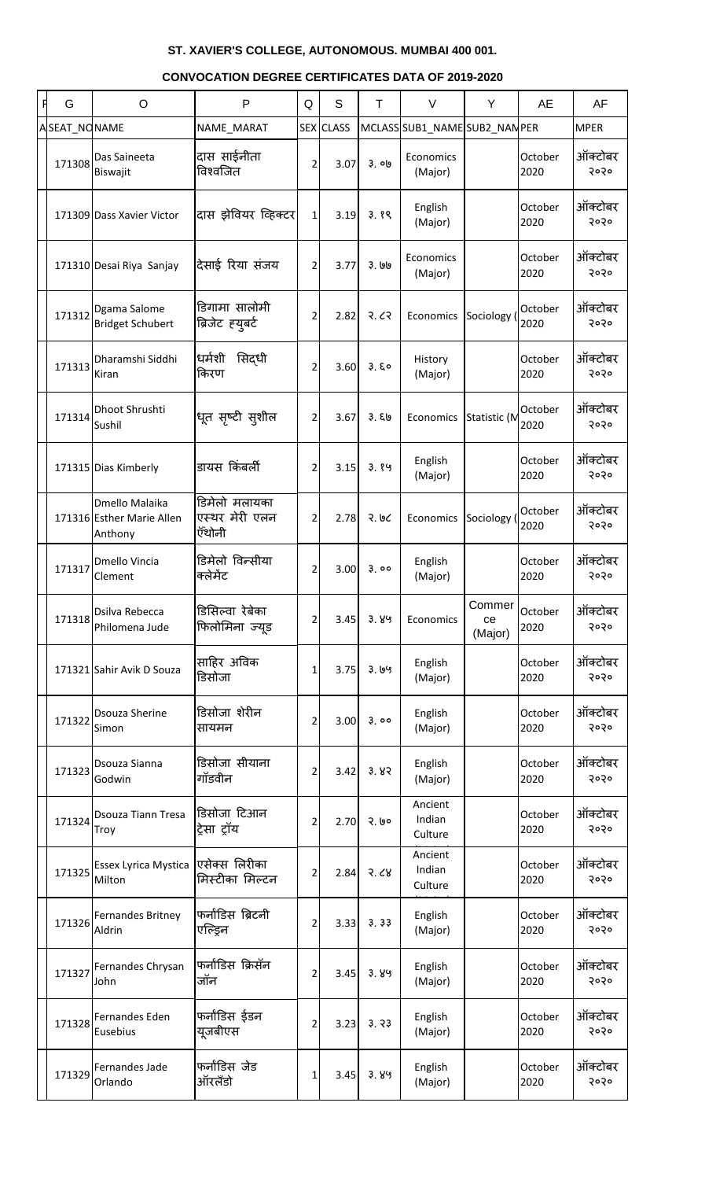# ST. XAVIER'S COLLEGE, AUTONOMOUS. MUMBAI 400 001.

## CONVOCATION DEGREE CERTIFICATES DATA OF 2019-2020

| G | O | P | Q | S | T | V | Y | AE | AF |
|---|---|---|---|---|---|---|---|---|---|
| SEAT_NO | NAME | NAME_MARAT | SEX | CLASS | MCLASS | SUB1_NAME | SUB2_NAM | PER | MPER |
| 171308 | Das Saineeta Biswajit | दास साईनीता विश्वजित | 2 | 3.07 | ३.०७ | Economics (Major) | | October 2020 | ऑक्टोबर २०२० |
| 171309 | Dass Xavier Victor | दास झेवियर व्हिक्टर | 1 | 3.19 | ३.१९ | English (Major) | | October 2020 | ऑक्टोबर २०२० |
| 171310 | Desai Riya Sanjay | देसाई रिया संजय | 2 | 3.77 | ३.७७ | Economics (Major) | | October 2020 | ऑक्टोबर २०२० |
| 171312 | Dgama Salome Bridget Schubert | डिगामा सालोमी ब्रिजेट ह्युबर्ट | 2 | 2.82 | २.८२ | Economics | Sociology ( | October 2020 | ऑक्टोबर २०२० |
| 171313 | Dharamshi Siddhi Kiran | धर्मशी सिद्धी किरण | 2 | 3.60 | ३.६० | History (Major) | | October 2020 | ऑक्टोबर २०२० |
| 171314 | Dhoot Shrushti Sushil | धूत सृष्टी सुशील | 2 | 3.67 | ३.६७ | Economics | Statistic (M | October 2020 | ऑक्टोबर २०२० |
| 171315 | Dias Kimberly | डायस किंबर्ली | 2 | 3.15 | ३.१५ | English (Major) | | October 2020 | ऑक्टोबर २०२० |
| 171316 | Dmello Malaika Esther Marie Allen Anthony | डिमेलो मलायका एस्थर मेरी एलन ॲंथोनी | 2 | 2.78 | २.७८ | Economics | Sociology ( | October 2020 | ऑक्टोबर २०२० |
| 171317 | Dmello Vincia Clement | डिमेलो विन्सीया क्लेमेंट | 2 | 3.00 | ३.०० | English (Major) | | October 2020 | ऑक्टोबर २०२० |
| 171318 | Dsilva Rebecca Philomena Jude | डिसिल्वा रेबेका फिलोमिना ज्यूड | 2 | 3.45 | ३.४५ | Economics | Commerce (Major) | October 2020 | ऑक्टोबर २०२० |
| 171321 | Sahir Avik D Souza | साहिर अविक डिसोजा | 1 | 3.75 | ३.७५ | English (Major) | | October 2020 | ऑक्टोबर २०२० |
| 171322 | Dsouza Sherine Simon | डिसोजा शेरीन सायमन | 2 | 3.00 | ३.०० | English (Major) | | October 2020 | ऑक्टोबर २०२० |
| 171323 | Dsouza Sianna Godwin | डिसोजा सीयाना गॉडवीन | 2 | 3.42 | ३.४२ | English (Major) | | October 2020 | ऑक्टोबर २०२० |
| 171324 | Dsouza Tiann Tresa Troy | डिसोजा टिआन ट्रेसा ट्रॉय | 2 | 2.70 | २.७० | Ancient Indian Culture | | October 2020 | ऑक्टोबर २०२० |
| 171325 | Essex Lyrica Mystica Milton | एसेक्स लिरीका मिस्टीका मिल्टन | 2 | 2.84 | २.८४ | Ancient Indian Culture | | October 2020 | ऑक्टोबर २०२० |
| 171326 | Fernandes Britney Aldrin | फर्नांडिस ब्रिटनी एल्ड्रिन | 2 | 3.33 | ३.३३ | English (Major) | | October 2020 | ऑक्टोबर २०२० |
| 171327 | Fernandes Chrysan John | फर्नांडिस क्रिसॅन जॉन | 2 | 3.45 | ३.४५ | English (Major) | | October 2020 | ऑक्टोबर २०२० |
| 171328 | Fernandes Eden Eusebius | फर्नांडिस ईडन यूजबीएस | 2 | 3.23 | ३.२३ | English (Major) | | October 2020 | ऑक्टोबर २०२० |
| 171329 | Fernandes Jade Orlando | फर्नांडिस जेड ऑरलँडो | 1 | 3.45 | ३.४५ | English (Major) | | October 2020 | ऑक्टोबर २०२० |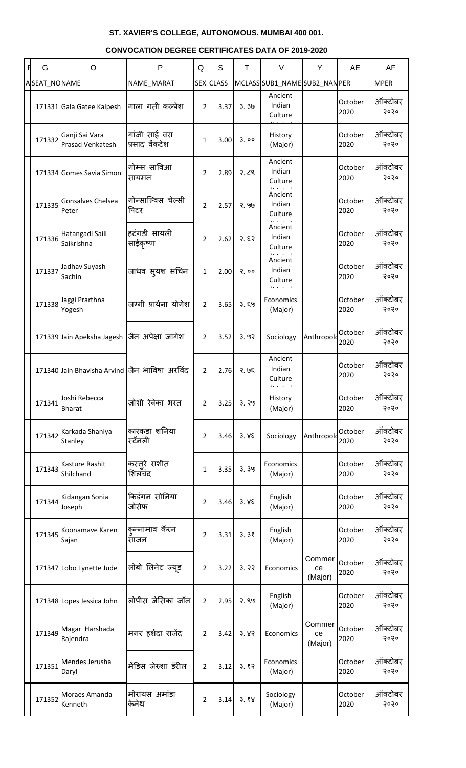# ST. XAVIER'S COLLEGE, AUTONOMOUS. MUMBAI 400 001.

## CONVOCATION DEGREE CERTIFICATES DATA OF 2019-2020

| G | O | P | Q | S | T | V | Y | AE | AF |
|---|---|---|---|---|---|---|---|---|---|
| SEAT_NO | NAME | NAME_MARAT | SEX | CLASS | MCLASS | SUB1_NAME | SUB2_NAM | PER | MPER |
| 171331 | Gala Gatee Kalpesh | गाला गती कल्पेश | 2 | 3.37 | ३.३७ | Ancient Indian Culture |  | October 2020 | ऑक्टोबर २०२० |
| 171332 | Ganji Sai Vara Prasad Venkatesh | गांजी साई वरा प्रसाद वेंकटेश | 1 | 3.00 | ३.०० | History (Major) |  | October 2020 | ऑक्टोबर २०२० |
| 171334 | Gomes Savia Simon | गोम्स साविआ सायमन | 2 | 2.89 | २.८९ | Ancient Indian Culture |  | October 2020 | ऑक्टोबर २०२० |
| 171335 | Gonsalves Chelsea Peter | गोन्साल्विस चेल्सी पिटर | 2 | 2.57 | २.५७ | Ancient Indian Culture |  | October 2020 | ऑक्टोबर २०२० |
| 171336 | Hatangadi Saili Saikrishna | हटंगडी सायली साईकृष्ण | 2 | 2.62 | २.६२ | Ancient Indian Culture |  | October 2020 | ऑक्टोबर २०२० |
| 171337 | Jadhav Suyash Sachin | जाधव सुयश सचिन | 1 | 2.00 | २.०० | Ancient Indian Culture |  | October 2020 | ऑक्टोबर २०२० |
| 171338 | Jaggi Prarthna Yogesh | जग्गी प्रार्थना योगेश | 2 | 3.65 | ३.६५ | Economics (Major) |  | October 2020 | ऑक्टोबर २०२० |
| 171339 | Jain Apeksha Jagesh | जैन अपेक्षा जागेश | 2 | 3.52 | ३.५२ | Sociology | Anthropolo | October 2020 | ऑक्टोबर २०२० |
| 171340 | Jain Bhavisha Arvind | जैन भाविषा अरविंद | 2 | 2.76 | २.७६ | Ancient Indian Culture |  | October 2020 | ऑक्टोबर २०२० |
| 171341 | Joshi Rebecca Bharat | जोशी रेबेका भरत | 2 | 3.25 | ३.२५ | History (Major) |  | October 2020 | ऑक्टोबर २०२० |
| 171342 | Karkada Shaniya Stanley | कारकडा शनिया स्टॅनली | 2 | 3.46 | ३.४६ | Sociology | Anthropolo | October 2020 | ऑक्टोबर २०२० |
| 171343 | Kasture Rashit Shilchand | कस्तुरे राशीत शिलचंद | 1 | 3.35 | ३.३५ | Economics (Major) |  | October 2020 | ऑक्टोबर २०२० |
| 171344 | Kidangan Sonia Joseph | किडंगन सोनिया जोसेफ | 2 | 3.46 | ३.४६ | English (Major) |  | October 2020 | ऑक्टोबर २०२० |
| 171345 | Koonamave Karen Sajan | कुन्नामाव कॅरन साजन | 2 | 3.31 | ३.३१ | English (Major) |  | October 2020 | ऑक्टोबर २०२० |
| 171347 | Lobo Lynette Jude | लोबो लिनेट ज्यूड | 2 | 3.22 | ३.२२ | Economics | Commerce (Major) | October 2020 | ऑक्टोबर २०२० |
| 171348 | Lopes Jessica John | लोपीस जेसिका जॉन | 2 | 2.95 | २.९५ | English (Major) |  | October 2020 | ऑक्टोबर २०२० |
| 171349 | Magar Harshada Rajendra | मगर हर्शदा राजेंद्र | 2 | 3.42 | ३.४२ | Economics | Commerce (Major) | October 2020 | ऑक्टोबर २०२० |
| 171351 | Mendes Jerusha Daryl | मेंडिस जेरुशा डॅरील | 2 | 3.12 | ३.१२ | Economics (Major) |  | October 2020 | ऑक्टोबर २०२० |
| 171352 | Moraes Amanda Kenneth | मोरायस अमांडा केनेथ | 2 | 3.14 | ३.१४ | Sociology (Major) |  | October 2020 | ऑक्टोबर २०२० |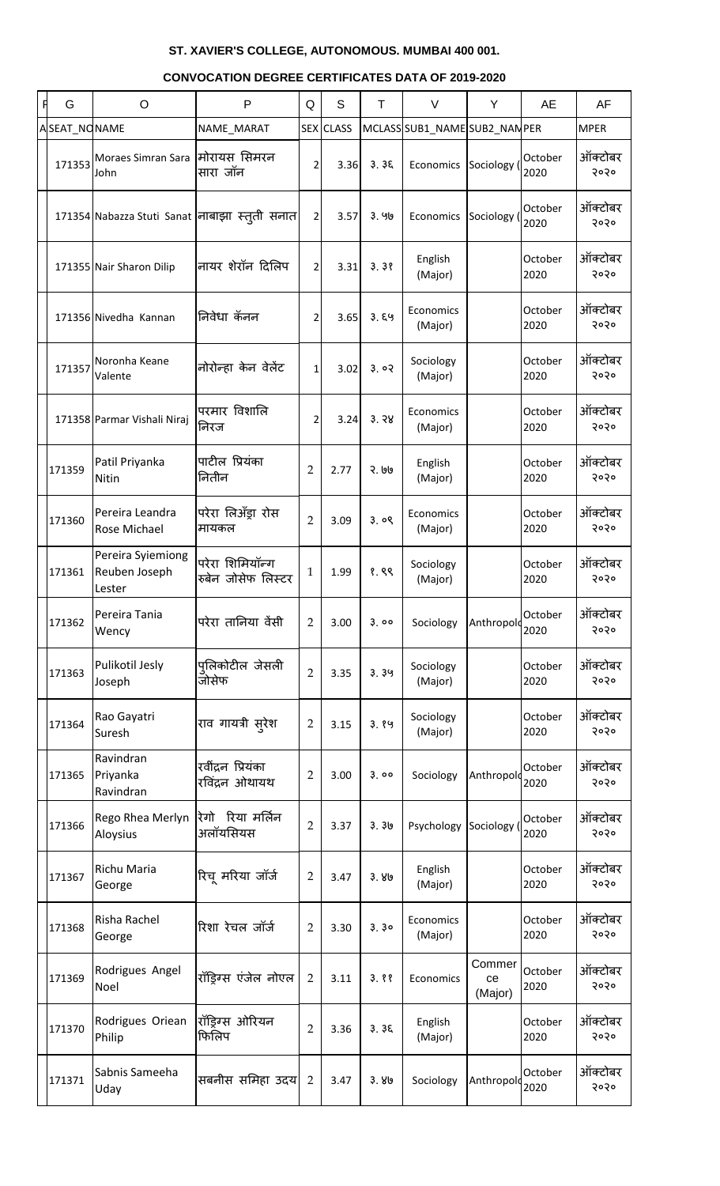## ST. XAVIER'S COLLEGE, AUTONOMOUS. MUMBAI 400 001.

### CONVOCATION DEGREE CERTIFICATES DATA OF 2019-2020

| G | O | P | Q | S | T | V | Y | AE | AF |
|---|---|---|---|---|---|---|---|---|---|
| SEAT_NO | NAME | NAME_MARAT | SEX | CLASS | MCLASS | SUB1_NAME | SUB2_NAM | PER | MPER |
| 171353 | Moraes Simran Sara John | मोरायस सिमरन सारा जॉन | 2 | 3.36 | ३.३६ | Economics | Sociology ( | October 2020 | ऑक्टोबर २०२० |
| 171354 | Nabazza Stuti Sanat | नाबाझा स्तुती सनात | 2 | 3.57 | ३.५७ | Economics | Sociology ( | October 2020 | ऑक्टोबर २०२० |
| 171355 | Nair Sharon Dilip | नायर शेरॉन दिलिप | 2 | 3.31 | ३.३१ | English (Major) | | October 2020 | ऑक्टोबर २०२० |
| 171356 | Nivedha Kannan | निवेधा कॅनन | 2 | 3.65 | ३.६५ | Economics (Major) | | October 2020 | ऑक्टोबर २०२० |
| 171357 | Noronha Keane Valente | नोरोन्हा केन वेलेंट | 1 | 3.02 | ३.०२ | Sociology (Major) | | October 2020 | ऑक्टोबर २०२० |
| 171358 | Parmar Vishali Niraj | परमार विशालि निरज | 2 | 3.24 | ३.२४ | Economics (Major) | | October 2020 | ऑक्टोबर २०२० |
| 171359 | Patil Priyanka Nitin | पाटील प्रियंका नितीन | 2 | 2.77 | २.७७ | English (Major) | | October 2020 | ऑक्टोबर २०२० |
| 171360 | Pereira Leandra Rose Michael | परेरा लिअँड्रा रोस मायकल | 2 | 3.09 | ३.०९ | Economics (Major) | | October 2020 | ऑक्टोबर २०२० |
| 171361 | Pereira Syiemiong Reuben Joseph Lester | परेरा शिमियॉन्ग रुबेन जोसेफ लिस्टर | 1 | 1.99 | १.९९ | Sociology (Major) | | October 2020 | ऑक्टोबर २०२० |
| 171362 | Pereira Tania Wency | परेरा तानिया वेंसी | 2 | 3.00 | ३.०० | Sociology | Anthropolo | October 2020 | ऑक्टोबर २०२० |
| 171363 | Pulikotil Jesly Joseph | पुलिकोटील जेसली जोसेफ | 2 | 3.35 | ३.३५ | Sociology (Major) | | October 2020 | ऑक्टोबर २०२० |
| 171364 | Rao Gayatri Suresh | राव गायत्री सुरेश | 2 | 3.15 | ३.१५ | Sociology (Major) | | October 2020 | ऑक्टोबर २०२० |
| 171365 | Ravindran Priyanka Ravindran | रवींद्रन प्रियंका रविंद्रन ओथायथ | 2 | 3.00 | ३.०० | Sociology | Anthropolo | October 2020 | ऑक्टोबर २०२० |
| 171366 | Rego Rhea Merlyn Aloysius | रेगो रिया मर्लिन अलॉयसियस | 2 | 3.37 | ३.३७ | Psychology | Sociology ( | October 2020 | ऑक्टोबर २०२० |
| 171367 | Richu Maria George | रिचू मरिया जॉर्ज | 2 | 3.47 | ३.४७ | English (Major) | | October 2020 | ऑक्टोबर २०२० |
| 171368 | Risha Rachel George | रिशा रेचल जॉर्ज | 2 | 3.30 | ३.३० | Economics (Major) | | October 2020 | ऑक्टोबर २०२० |
| 171369 | Rodrigues Angel Noel | रॉड्रिग्स एंजेल नोएल | 2 | 3.11 | ३.११ | Economics | Commerce (Major) | October 2020 | ऑक्टोबर २०२० |
| 171370 | Rodrigues Oriean Philip | रॉड्रिग्स ओरियन फिलिप | 2 | 3.36 | ३.३६ | English (Major) | | October 2020 | ऑक्टोबर २०२० |
| 171371 | Sabnis Sameeha Uday | सबनीस समिहा उदय | 2 | 3.47 | ३.४७ | Sociology | Anthropolo | October 2020 | ऑक्टोबर २०२० |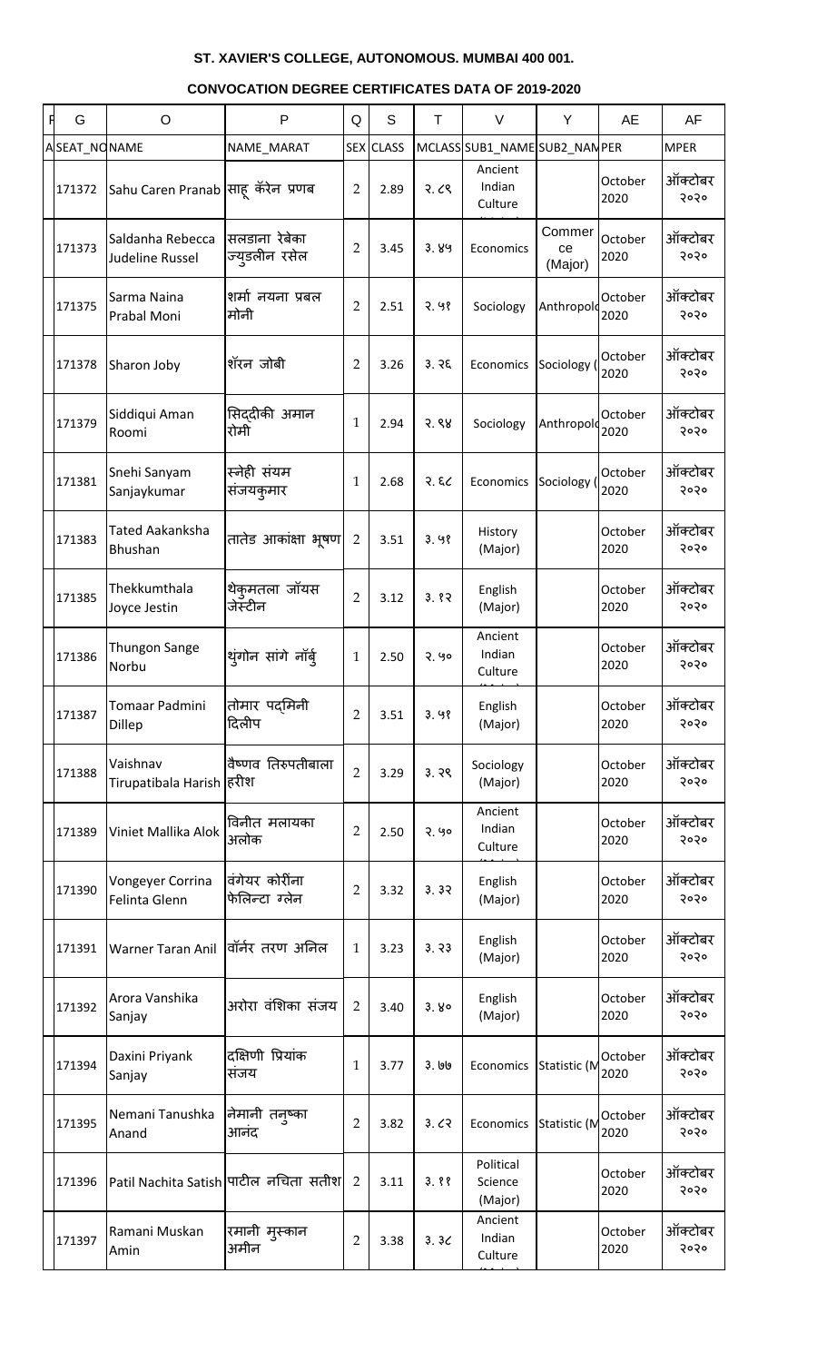# ST. XAVIER'S COLLEGE, AUTONOMOUS. MUMBAI 400 001.

## CONVOCATION DEGREE CERTIFICATES DATA OF 2019-2020

| G | O | P | Q | S | T | V | Y | AE | AF |
|---|---|---|---|---|---|---|---|---|---|
| SEAT_NO | NAME | NAME_MARAT | SEX | CLASS | MCLASS | SUB1_NAME | SUB2_NAM | PER | MPER |
| 171372 | Sahu Caren Pranab | साहू कॅरेन प्रणब | 2 | 2.89 | २.८९ | Ancient Indian Culture | | October 2020 | ऑक्टोबर २०२० |
| 171373 | Saldanha Rebecca Judeline Russel | सलडाना रेबेका ज्युडलीन रसेल | 2 | 3.45 | ३.४५ | Economics | Commerce (Major) | October 2020 | ऑक्टोबर २०२० |
| 171375 | Sarma Naina Prabal Moni | शर्मा नयना प्रबल मोनी | 2 | 2.51 | २.५१ | Sociology | Anthropolo | October 2020 | ऑक्टोबर २०२० |
| 171378 | Sharon Joby | शॅरन जोबी | 2 | 3.26 | ३.२६ | Economics | Sociology ( | October 2020 | ऑक्टोबर २०२० |
| 171379 | Siddiqui Aman Roomi | सिद्दीकी अमान रोमी | 1 | 2.94 | २.९४ | Sociology | Anthropolo | October 2020 | ऑक्टोबर २०२० |
| 171381 | Snehi Sanyam Sanjaykumar | स्नेही संयम संजयकुमार | 1 | 2.68 | २.६८ | Economics | Sociology ( | October 2020 | ऑक्टोबर २०२० |
| 171383 | Tated Aakanksha Bhushan | तातेड आकांक्षा भूषण | 2 | 3.51 | ३.५१ | History (Major) | | October 2020 | ऑक्टोबर २०२० |
| 171385 | Thekkumthala Joyce Jestin | थेकुमतला जॉयस जेस्टीन | 2 | 3.12 | ३.१२ | English (Major) | | October 2020 | ऑक्टोबर २०२० |
| 171386 | Thungon Sange Norbu | थुंगोन सांगे नॉर्बु | 1 | 2.50 | २.५० | Ancient Indian Culture | | October 2020 | ऑक्टोबर २०२० |
| 171387 | Tomaar Padmini Dillep | तोमार पद्मिनी दिलीप | 2 | 3.51 | ३.५१ | English (Major) | | October 2020 | ऑक्टोबर २०२० |
| 171388 | Vaishnav Tirupatibala Harish | वैष्णव तिरुपतीबाला हरीश | 2 | 3.29 | ३.२९ | Sociology (Major) | | October 2020 | ऑक्टोबर २०२० |
| 171389 | Viniet Mallika Alok | विनीत मलायका अलोक | 2 | 2.50 | २.५० | Ancient Indian Culture | | October 2020 | ऑक्टोबर २०२० |
| 171390 | Vongeyer Corrina Felinta Glenn | वंगेयर कोरींना फेलिन्टा ग्लेन | 2 | 3.32 | ३.३२ | English (Major) | | October 2020 | ऑक्टोबर २०२० |
| 171391 | Warner Taran Anil | वॉर्नर तरण अनिल | 1 | 3.23 | ३.२३ | English (Major) | | October 2020 | ऑक्टोबर २०२० |
| 171392 | Arora Vanshika Sanjay | अरोरा वंशिका संजय | 2 | 3.40 | ३.४० | English (Major) | | October 2020 | ऑक्टोबर २०२० |
| 171394 | Daxini Priyank Sanjay | दक्षिणी प्रियांक संजय | 1 | 3.77 | ३.७७ | Economics | Statistic (M | October 2020 | ऑक्टोबर २०२० |
| 171395 | Nemani Tanushka Anand | नेमानी तनुष्का आनंद | 2 | 3.82 | ३.८२ | Economics | Statistic (M | October 2020 | ऑक्टोबर २०२० |
| 171396 | Patil Nachita Satish | पाटील नचिता सतीश | 2 | 3.11 | ३.११ | Political Science (Major) | | October 2020 | ऑक्टोबर २०२० |
| 171397 | Ramani Muskan Amin | रमानी मुस्कान अमीन | 2 | 3.38 | ३.३८ | Ancient Indian Culture | | October 2020 | ऑक्टोबर २०२० |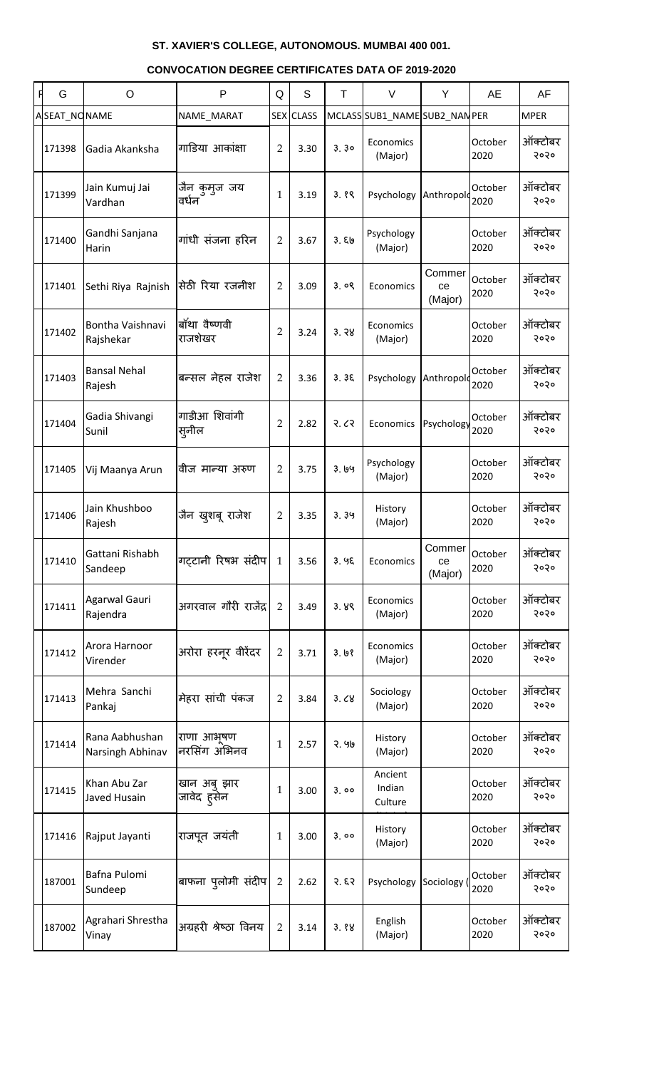# ST. XAVIER'S COLLEGE, AUTONOMOUS. MUMBAI 400 001.

## CONVOCATION DEGREE CERTIFICATES DATA OF 2019-2020

| G | O | P | Q | S | T | V | Y | AE | AF |
|---|---|---|---|---|---|---|---|---|---|
| SEAT_NO | NAME | NAME_MARAT | SEX | CLASS | MCLASS | SUB1_NAME | SUB2_NAME | PER | MPER |
| 171398 | Gadia Akanksha | गाडिया आकांक्षा | 2 | 3.30 | ३.३० | Economics (Major) | | October 2020 | ऑक्टोबर २०२० |
| 171399 | Jain Kumuj Jai Vardhan | जैन कुमुज जय वर्धन | 1 | 3.19 | ३.१९ | Psychology | Anthropolo | October 2020 | ऑक्टोबर २०२० |
| 171400 | Gandhi Sanjana Harin | गांधी संजना हरिन | 2 | 3.67 | ३.६७ | Psychology (Major) | | October 2020 | ऑक्टोबर २०२० |
| 171401 | Sethi Riya Rajnish | सेठी रिया रजनीश | 2 | 3.09 | ३.०९ | Economics | Commerce (Major) | October 2020 | ऑक्टोबर २०२० |
| 171402 | Bontha Vaishnavi Rajshekar | बॉथा वैष्णवी राजशेखर | 2 | 3.24 | ३.२४ | Economics (Major) | | October 2020 | ऑक्टोबर २०२० |
| 171403 | Bansal Nehal Rajesh | बन्सल नेहल राजेश | 2 | 3.36 | ३.३६ | Psychology | Anthropolo | October 2020 | ऑक्टोबर २०२० |
| 171404 | Gadia Shivangi Sunil | गाडीआ शिवांगी सुनील | 2 | 2.82 | २.८२ | Economics | Psychology | October 2020 | ऑक्टोबर २०२० |
| 171405 | Vij Maanya Arun | वीज मान्या अरुण | 2 | 3.75 | ३.७५ | Psychology (Major) | | October 2020 | ऑक्टोबर २०२० |
| 171406 | Jain Khushboo Rajesh | जैन खुशबू राजेश | 2 | 3.35 | ३.३५ | History (Major) | | October 2020 | ऑक्टोबर २०२० |
| 171410 | Gattani Rishabh Sandeep | गट्टानी रिषभ संदीप | 1 | 3.56 | ३.५६ | Economics | Commerce (Major) | October 2020 | ऑक्टोबर २०२० |
| 171411 | Agarwal Gauri Rajendra | अगरवाल गौरी राजेंद्र | 2 | 3.49 | ३.४९ | Economics (Major) | | October 2020 | ऑक्टोबर २०२० |
| 171412 | Arora Harnoor Virender | अरोरा हरनूर वीरेंदर | 2 | 3.71 | ३.७१ | Economics (Major) | | October 2020 | ऑक्टोबर २०२० |
| 171413 | Mehra Sanchi Pankaj | मेहरा सांची पंकज | 2 | 3.84 | ३.८४ | Sociology (Major) | | October 2020 | ऑक्टोबर २०२० |
| 171414 | Rana Aabhushan Narsingh Abhinav | राणा आभूषण नरसिंग अभिनव | 1 | 2.57 | २.५७ | History (Major) | | October 2020 | ऑक्टोबर २०२० |
| 171415 | Khan Abu Zar Javed Husain | खान अबु झार जावेद हुसेन | 1 | 3.00 | ३.०० | Ancient Indian Culture | | October 2020 | ऑक्टोबर २०२० |
| 171416 | Rajput Jayanti | राजपूत जयंती | 1 | 3.00 | ३.०० | History (Major) | | October 2020 | ऑक्टोबर २०२० |
| 187001 | Bafna Pulomi Sundeep | बाफना पुलोमी संदीप | 2 | 2.62 | २.६२ | Psychology | Sociology ( | October 2020 | ऑक्टोबर २०२० |
| 187002 | Agrahari Shrestha Vinay | अग्रहरी श्रेष्ठा विनय | 2 | 3.14 | ३.१४ | English (Major) | | October 2020 | ऑक्टोबर २०२० |